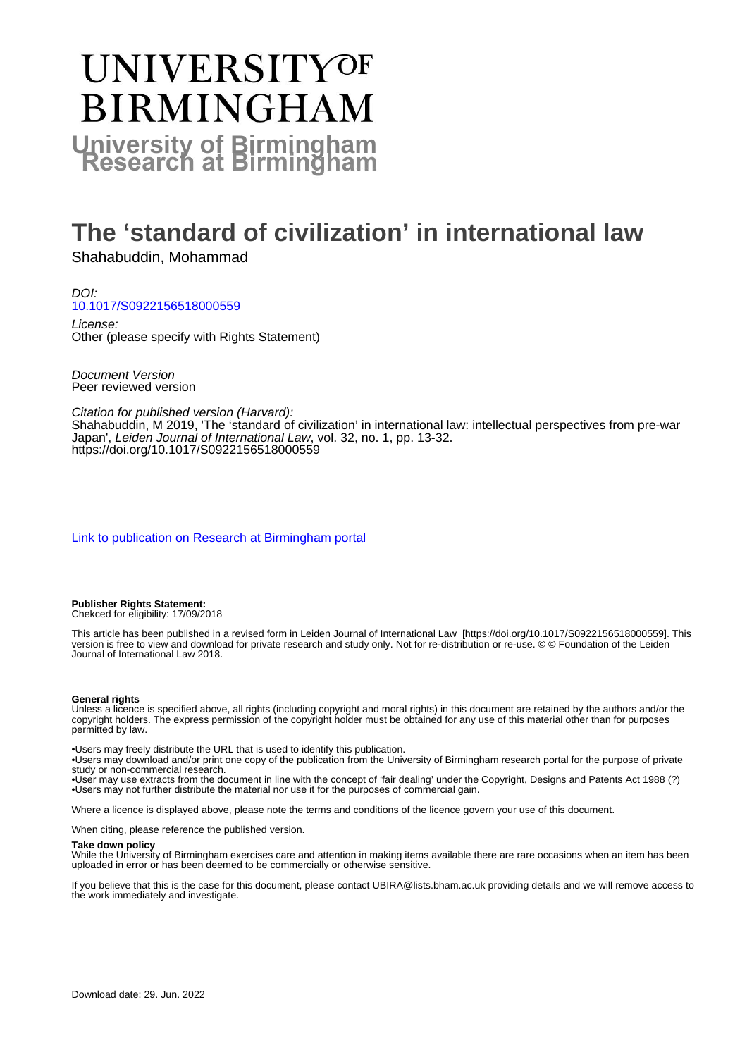# UNIVERSITY OF BIRMINGHAM

**University of Birmingham Research at Birmingham**

# The 'standard of civilization' in international law

Shahabuddin, Mohammad

*DOI:*
10.1017/S0922156518000559

*License:*
Other (please specify with Rights Statement)

*Document Version*
Peer reviewed version

*Citation for published version (Harvard):*
Shahabuddin, M 2019, 'The 'standard of civilization' in international law: intellectual perspectives from pre-war Japan', *Leiden Journal of International Law*, vol. 32, no. 1, pp. 13-32.
https://doi.org/10.1017/S0922156518000559

Link to publication on Research at Birmingham portal

**Publisher Rights Statement:**
Chekced for eligibility: 17/09/2018

This article has been published in a revised form in Leiden Journal of International Law [https://doi.org/10.1017/S0922156518000559]. This version is free to view and download for private research and study only. Not for re-distribution or re-use. © © Foundation of the Leiden Journal of International Law 2018.

**General rights**
Unless a licence is specified above, all rights (including copyright and moral rights) in this document are retained by the authors and/or the copyright holders. The express permission of the copyright holder must be obtained for any use of this material other than for purposes permitted by law.

•Users may freely distribute the URL that is used to identify this publication.
•Users may download and/or print one copy of the publication from the University of Birmingham research portal for the purpose of private study or non-commercial research.
•User may use extracts from the document in line with the concept of 'fair dealing' under the Copyright, Designs and Patents Act 1988 (?)
•Users may not further distribute the material nor use it for the purposes of commercial gain.

Where a licence is displayed above, please note the terms and conditions of the licence govern your use of this document.

When citing, please reference the published version.

**Take down policy**
While the University of Birmingham exercises care and attention in making items available there are rare occasions when an item has been uploaded in error or has been deemed to be commercially or otherwise sensitive.

If you believe that this is the case for this document, please contact UBIRA@lists.bham.ac.uk providing details and we will remove access to the work immediately and investigate.

Download date: 29. Jun. 2022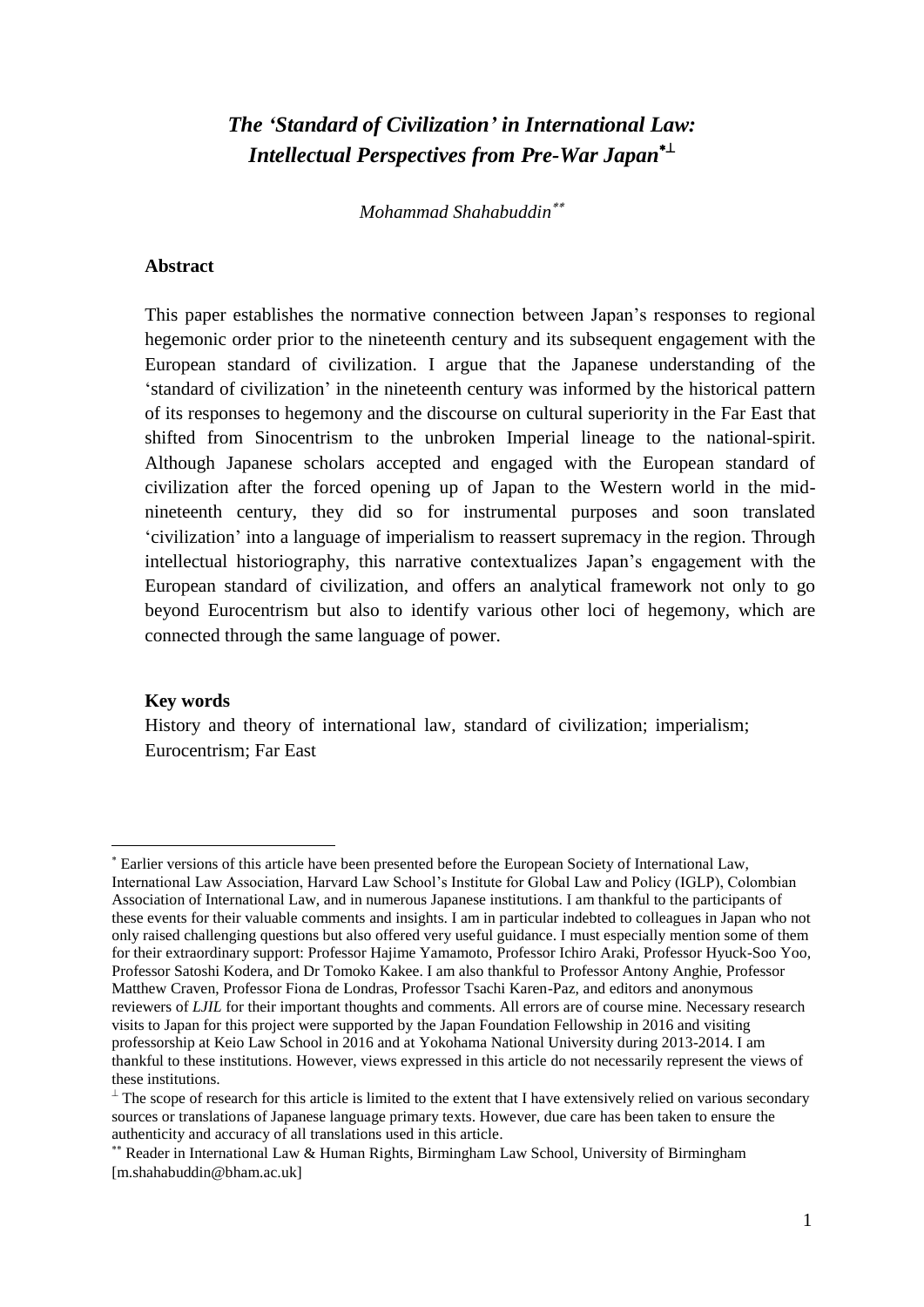# *The 'Standard of Civilization' in International Law: Intellectual Perspectives from Pre-War Japan*[*⊥]

*Mohammad Shahabuddin*[**]

### Abstract

This paper establishes the normative connection between Japan's responses to regional hegemonic order prior to the nineteenth century and its subsequent engagement with the European standard of civilization. I argue that the Japanese understanding of the 'standard of civilization' in the nineteenth century was informed by the historical pattern of its responses to hegemony and the discourse on cultural superiority in the Far East that shifted from Sinocentrism to the unbroken Imperial lineage to the national-spirit. Although Japanese scholars accepted and engaged with the European standard of civilization after the forced opening up of Japan to the Western world in the mid-nineteenth century, they did so for instrumental purposes and soon translated 'civilization' into a language of imperialism to reassert supremacy in the region. Through intellectual historiography, this narrative contextualizes Japan's engagement with the European standard of civilization, and offers an analytical framework not only to go beyond Eurocentrism but also to identify various other loci of hegemony, which are connected through the same language of power.

### Key words

History and theory of international law, standard of civilization; imperialism; Eurocentrism; Far East

---

[*] Earlier versions of this article have been presented before the European Society of International Law, International Law Association, Harvard Law School's Institute for Global Law and Policy (IGLP), Colombian Association of International Law, and in numerous Japanese institutions. I am thankful to the participants of these events for their valuable comments and insights. I am in particular indebted to colleagues in Japan who not only raised challenging questions but also offered very useful guidance. I must especially mention some of them for their extraordinary support: Professor Hajime Yamamoto, Professor Ichiro Araki, Professor Hyuck-Soo Yoo, Professor Satoshi Kodera, and Dr Tomoko Kakee. I am also thankful to Professor Antony Anghie, Professor Matthew Craven, Professor Fiona de Londras, Professor Tsachi Karen-Paz, and editors and anonymous reviewers of *LJIL* for their important thoughts and comments. All errors are of course mine. Necessary research visits to Japan for this project were supported by the Japan Foundation Fellowship in 2016 and visiting professorship at Keio Law School in 2016 and at Yokohama National University during 2013-2014. I am thankful to these institutions. However, views expressed in this article do not necessarily represent the views of these institutions.

[⊥] The scope of research for this article is limited to the extent that I have extensively relied on various secondary sources or translations of Japanese language primary texts. However, due care has been taken to ensure the authenticity and accuracy of all translations used in this article.

[**] Reader in International Law & Human Rights, Birmingham Law School, University of Birmingham [m.shahabuddin@bham.ac.uk]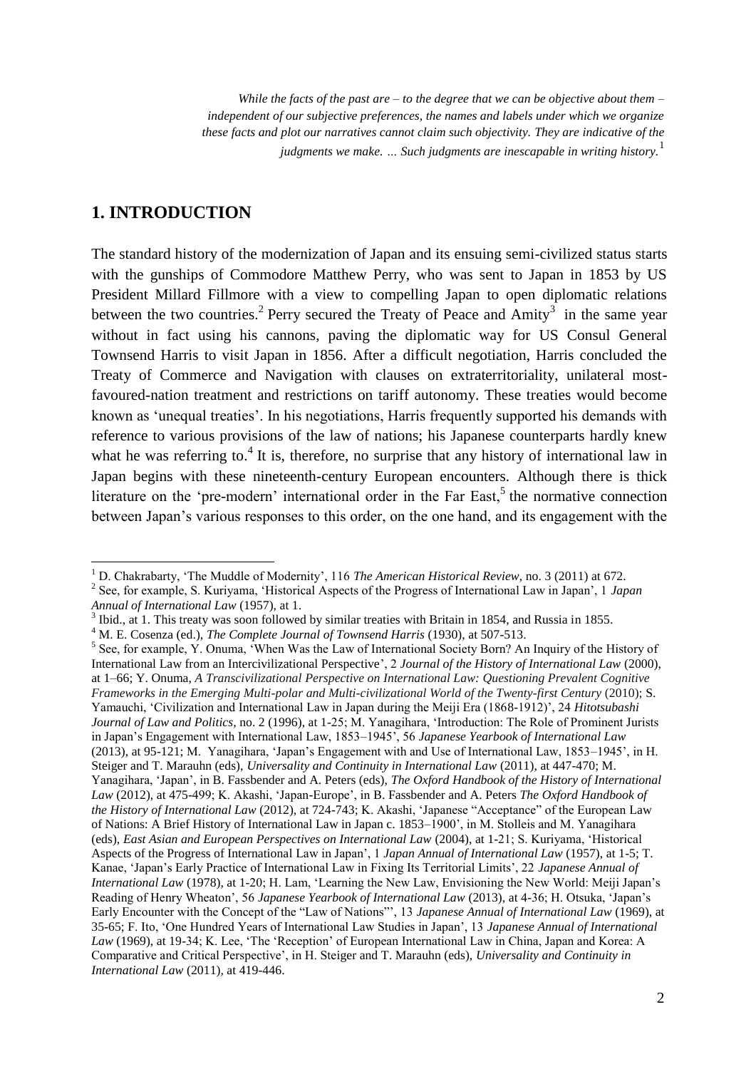*While the facts of the past are – to the degree that we can be objective about them – independent of our subjective preferences, the names and labels under which we organize these facts and plot our narratives cannot claim such objectivity. They are indicative of the judgments we make. … Such judgments are inescapable in writing history.*[1]

## 1. INTRODUCTION

The standard history of the modernization of Japan and its ensuing semi-civilized status starts with the gunships of Commodore Matthew Perry, who was sent to Japan in 1853 by US President Millard Fillmore with a view to compelling Japan to open diplomatic relations between the two countries.[2] Perry secured the Treaty of Peace and Amity[3] in the same year without in fact using his cannons, paving the diplomatic way for US Consul General Townsend Harris to visit Japan in 1856. After a difficult negotiation, Harris concluded the Treaty of Commerce and Navigation with clauses on extraterritoriality, unilateral most-favoured-nation treatment and restrictions on tariff autonomy. These treaties would become known as 'unequal treaties'. In his negotiations, Harris frequently supported his demands with reference to various provisions of the law of nations; his Japanese counterparts hardly knew what he was referring to.[4] It is, therefore, no surprise that any history of international law in Japan begins with these nineteenth-century European encounters. Although there is thick literature on the 'pre-modern' international order in the Far East,[5] the normative connection between Japan's various responses to this order, on the one hand, and its engagement with the

---

[1] D. Chakrabarty, 'The Muddle of Modernity', 116 *The American Historical Review*, no. 3 (2011) at 672.

[2] See, for example, S. Kuriyama, 'Historical Aspects of the Progress of International Law in Japan', 1 *Japan Annual of International Law* (1957), at 1.

[3] Ibid., at 1. This treaty was soon followed by similar treaties with Britain in 1854, and Russia in 1855.

[4] M. E. Cosenza (ed.), *The Complete Journal of Townsend Harris* (1930), at 507-513.

[5] See, for example, Y. Onuma, 'When Was the Law of International Society Born? An Inquiry of the History of International Law from an Intercivilizational Perspective', 2 *Journal of the History of International Law* (2000), at 1–66; Y. Onuma, *A Transcivilizational Perspective on International Law: Questioning Prevalent Cognitive Frameworks in the Emerging Multi-polar and Multi-civilizational World of the Twenty-first Century* (2010); S. Yamauchi, 'Civilization and International Law in Japan during the Meiji Era (1868-1912)', 24 *Hitotsubashi Journal of Law and Politics*, no. 2 (1996), at 1-25; M. Yanagihara, 'Introduction: The Role of Prominent Jurists in Japan's Engagement with International Law, 1853–1945', 56 *Japanese Yearbook of International Law* (2013), at 95-121; M. Yanagihara, 'Japan's Engagement with and Use of International Law, 1853–1945', in H. Steiger and T. Marauhn (eds), *Universality and Continuity in International Law* (2011), at 447-470; M. Yanagihara, 'Japan', in B. Fassbender and A. Peters (eds), *The Oxford Handbook of the History of International Law* (2012), at 475-499; K. Akashi, 'Japan-Europe', in B. Fassbender and A. Peters *The Oxford Handbook of the History of International Law* (2012), at 724-743; K. Akashi, 'Japanese "Acceptance" of the European Law of Nations: A Brief History of International Law in Japan c. 1853–1900', in M. Stolleis and M. Yanagihara (eds), *East Asian and European Perspectives on International Law* (2004), at 1-21; S. Kuriyama, 'Historical Aspects of the Progress of International Law in Japan', 1 *Japan Annual of International Law* (1957), at 1-5; T. Kanae, 'Japan's Early Practice of International Law in Fixing Its Territorial Limits', 22 *Japanese Annual of International Law* (1978), at 1-20; H. Lam, 'Learning the New Law, Envisioning the New World: Meiji Japan's Reading of Henry Wheaton', 56 *Japanese Yearbook of International Law* (2013), at 4-36; H. Otsuka, 'Japan's Early Encounter with the Concept of the "Law of Nations"', 13 *Japanese Annual of International Law* (1969), at 35-65; F. Ito, 'One Hundred Years of International Law Studies in Japan', 13 *Japanese Annual of International Law* (1969), at 19-34; K. Lee, 'The 'Reception' of European International Law in China, Japan and Korea: A Comparative and Critical Perspective', in H. Steiger and T. Marauhn (eds), *Universality and Continuity in International Law* (2011), at 419-446.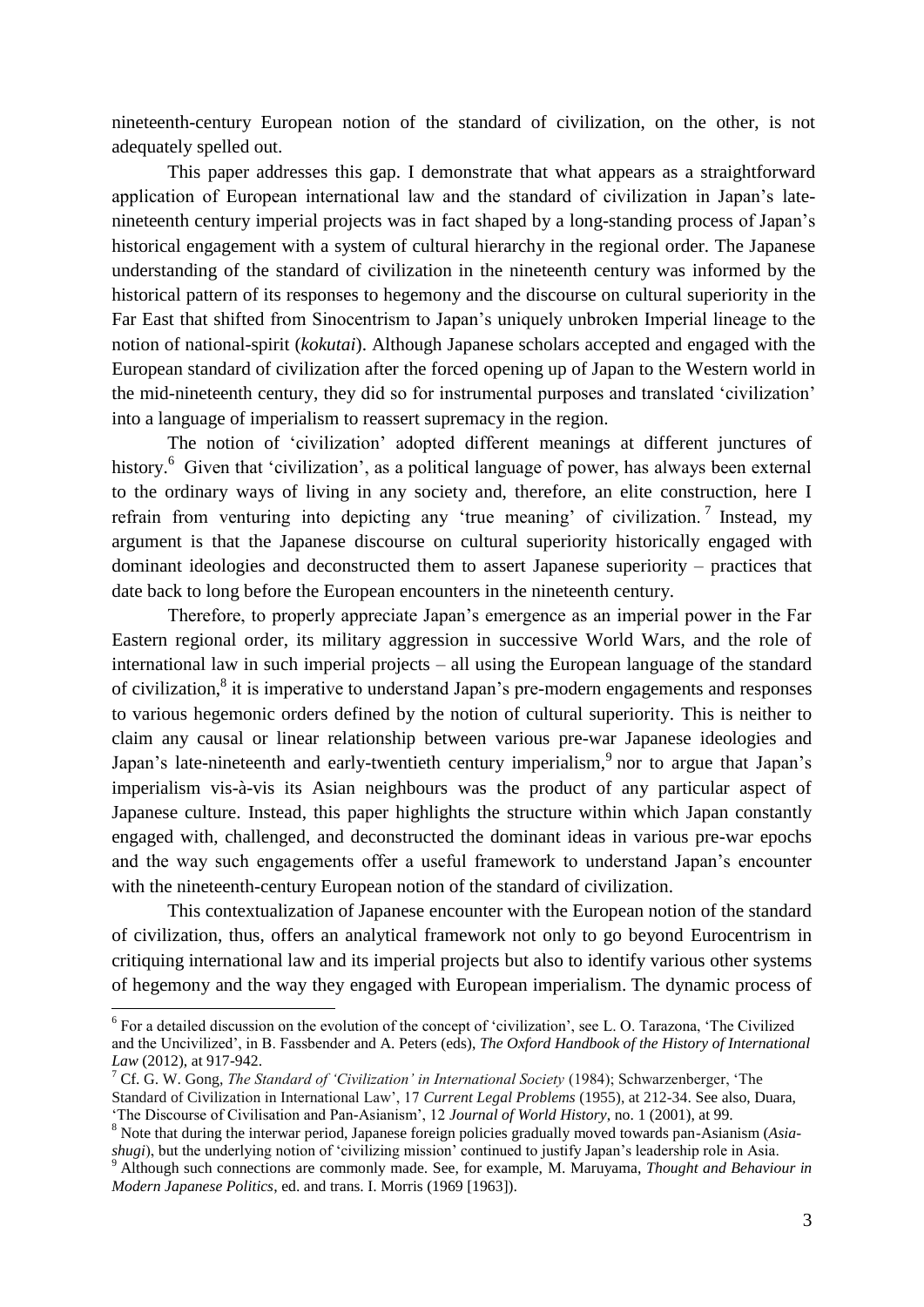nineteenth-century European notion of the standard of civilization, on the other, is not adequately spelled out.

This paper addresses this gap. I demonstrate that what appears as a straightforward application of European international law and the standard of civilization in Japan's late-nineteenth century imperial projects was in fact shaped by a long-standing process of Japan's historical engagement with a system of cultural hierarchy in the regional order. The Japanese understanding of the standard of civilization in the nineteenth century was informed by the historical pattern of its responses to hegemony and the discourse on cultural superiority in the Far East that shifted from Sinocentrism to Japan's uniquely unbroken Imperial lineage to the notion of national-spirit (*kokutai*). Although Japanese scholars accepted and engaged with the European standard of civilization after the forced opening up of Japan to the Western world in the mid-nineteenth century, they did so for instrumental purposes and translated 'civilization' into a language of imperialism to reassert supremacy in the region.

The notion of 'civilization' adopted different meanings at different junctures of history.[6] Given that 'civilization', as a political language of power, has always been external to the ordinary ways of living in any society and, therefore, an elite construction, here I refrain from venturing into depicting any 'true meaning' of civilization.[7] Instead, my argument is that the Japanese discourse on cultural superiority historically engaged with dominant ideologies and deconstructed them to assert Japanese superiority – practices that date back to long before the European encounters in the nineteenth century.

Therefore, to properly appreciate Japan's emergence as an imperial power in the Far Eastern regional order, its military aggression in successive World Wars, and the role of international law in such imperial projects – all using the European language of the standard of civilization,[8] it is imperative to understand Japan's pre-modern engagements and responses to various hegemonic orders defined by the notion of cultural superiority. This is neither to claim any causal or linear relationship between various pre-war Japanese ideologies and Japan's late-nineteenth and early-twentieth century imperialism,[9] nor to argue that Japan's imperialism vis-à-vis its Asian neighbours was the product of any particular aspect of Japanese culture. Instead, this paper highlights the structure within which Japan constantly engaged with, challenged, and deconstructed the dominant ideas in various pre-war epochs and the way such engagements offer a useful framework to understand Japan's encounter with the nineteenth-century European notion of the standard of civilization.

This contextualization of Japanese encounter with the European notion of the standard of civilization, thus, offers an analytical framework not only to go beyond Eurocentrism in critiquing international law and its imperial projects but also to identify various other systems of hegemony and the way they engaged with European imperialism. The dynamic process of

---

[6] For a detailed discussion on the evolution of the concept of 'civilization', see L. O. Tarazona, 'The Civilized and the Uncivilized', in B. Fassbender and A. Peters (eds), *The Oxford Handbook of the History of International Law* (2012), at 917-942.

[7] Cf. G. W. Gong, *The Standard of 'Civilization' in International Society* (1984); Schwarzenberger, 'The Standard of Civilization in International Law', 17 *Current Legal Problems* (1955), at 212-34. See also, Duara, 'The Discourse of Civilisation and Pan-Asianism', 12 *Journal of World History*, no. 1 (2001), at 99.

[8] Note that during the interwar period, Japanese foreign policies gradually moved towards pan-Asianism (*Asia-shugi*), but the underlying notion of 'civilizing mission' continued to justify Japan's leadership role in Asia.

[9] Although such connections are commonly made. See, for example, M. Maruyama, *Thought and Behaviour in Modern Japanese Politics*, ed. and trans. I. Morris (1969 [1963]).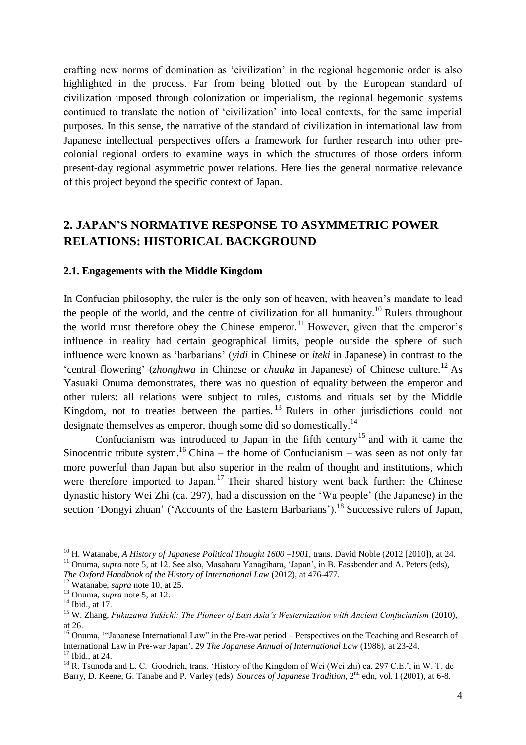crafting new norms of domination as 'civilization' in the regional hegemonic order is also highlighted in the process. Far from being blotted out by the European standard of civilization imposed through colonization or imperialism, the regional hegemonic systems continued to translate the notion of 'civilization' into local contexts, for the same imperial purposes. In this sense, the narrative of the standard of civilization in international law from Japanese intellectual perspectives offers a framework for further research into other pre-colonial regional orders to examine ways in which the structures of those orders inform present-day regional asymmetric power relations. Here lies the general normative relevance of this project beyond the specific context of Japan.

## 2. JAPAN'S NORMATIVE RESPONSE TO ASYMMETRIC POWER RELATIONS: HISTORICAL BACKGROUND

### 2.1. Engagements with the Middle Kingdom

In Confucian philosophy, the ruler is the only son of heaven, with heaven's mandate to lead the people of the world, and the centre of civilization for all humanity.[10] Rulers throughout the world must therefore obey the Chinese emperor.[11] However, given that the emperor's influence in reality had certain geographical limits, people outside the sphere of such influence were known as 'barbarians' (*yidi* in Chinese or *iteki* in Japanese) in contrast to the 'central flowering' (*zhonghwa* in Chinese or *chuuka* in Japanese) of Chinese culture.[12] As Yasuaki Onuma demonstrates, there was no question of equality between the emperor and other rulers: all relations were subject to rules, customs and rituals set by the Middle Kingdom, not to treaties between the parties.[13] Rulers in other jurisdictions could not designate themselves as emperor, though some did so domestically.[14]

Confucianism was introduced to Japan in the fifth century[15] and with it came the Sinocentric tribute system.[16] China – the home of Confucianism – was seen as not only far more powerful than Japan but also superior in the realm of thought and institutions, which were therefore imported to Japan.[17] Their shared history went back further: the Chinese dynastic history Wei Zhi (ca. 297), had a discussion on the 'Wa people' (the Japanese) in the section 'Dongyi zhuan' ('Accounts of the Eastern Barbarians').[18] Successive rulers of Japan,

---

[10] H. Watanabe, *A History of Japanese Political Thought 1600 –1901*, trans. David Noble (2012 [2010]), at 24.

[11] Onuma, *supra* note 5, at 12. See also, Masaharu Yanagihara, 'Japan', in B. Fassbender and A. Peters (eds), *The Oxford Handbook of the History of International Law* (2012), at 476-477.

[12] Watanabe, *supra* note 10, at 25.

[13] Onuma, *supra* note 5, at 12.

[14] Ibid., at 17.

[15] W. Zhang, *Fukuzawa Yukichi: The Pioneer of East Asia's Westernization with Ancient Confucianism* (2010), at 26.

[16] Onuma, '"Japanese International Law" in the Pre-war period – Perspectives on the Teaching and Research of International Law in Pre-war Japan', 29 *The Japanese Annual of International Law* (1986), at 23-24.

[17] Ibid., at 24.

[18] R. Tsunoda and L. C. Goodrich, trans. 'History of the Kingdom of Wei (Wei zhi) ca. 297 C.E.', in W. T. de Barry, D. Keene, G. Tanabe and P. Varley (eds), *Sources of Japanese Tradition*, 2nd edn, vol. I (2001), at 6-8.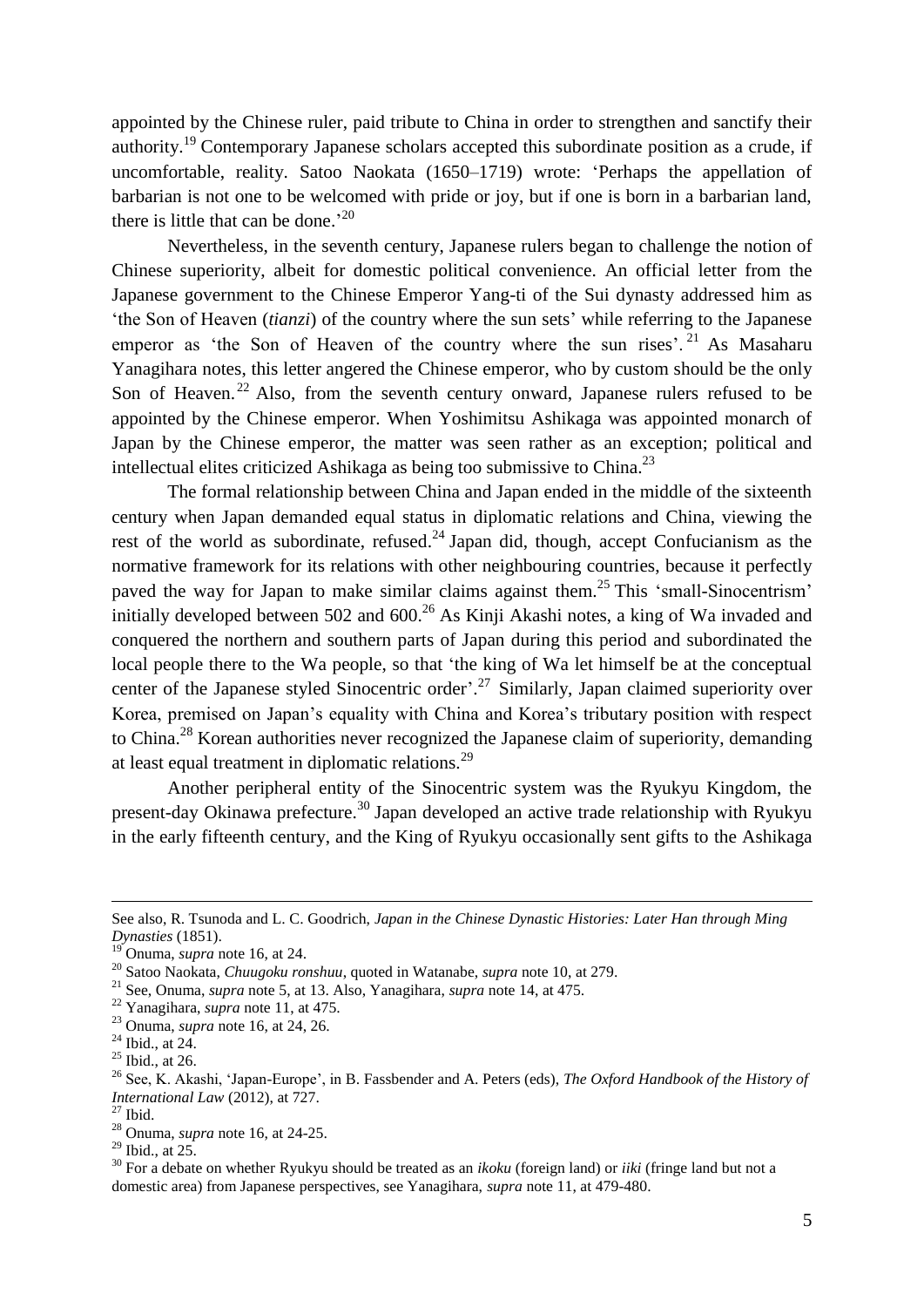appointed by the Chinese ruler, paid tribute to China in order to strengthen and sanctify their authority.[19] Contemporary Japanese scholars accepted this subordinate position as a crude, if uncomfortable, reality. Satoo Naokata (1650–1719) wrote: 'Perhaps the appellation of barbarian is not one to be welcomed with pride or joy, but if one is born in a barbarian land, there is little that can be done.'[20]

Nevertheless, in the seventh century, Japanese rulers began to challenge the notion of Chinese superiority, albeit for domestic political convenience. An official letter from the Japanese government to the Chinese Emperor Yang-ti of the Sui dynasty addressed him as 'the Son of Heaven (*tianzi*) of the country where the sun sets' while referring to the Japanese emperor as 'the Son of Heaven of the country where the sun rises'.[21] As Masaharu Yanagihara notes, this letter angered the Chinese emperor, who by custom should be the only Son of Heaven.[22] Also, from the seventh century onward, Japanese rulers refused to be appointed by the Chinese emperor. When Yoshimitsu Ashikaga was appointed monarch of Japan by the Chinese emperor, the matter was seen rather as an exception; political and intellectual elites criticized Ashikaga as being too submissive to China.[23]

The formal relationship between China and Japan ended in the middle of the sixteenth century when Japan demanded equal status in diplomatic relations and China, viewing the rest of the world as subordinate, refused.[24] Japan did, though, accept Confucianism as the normative framework for its relations with other neighbouring countries, because it perfectly paved the way for Japan to make similar claims against them.[25] This 'small-Sinocentrism' initially developed between 502 and 600.[26] As Kinji Akashi notes, a king of Wa invaded and conquered the northern and southern parts of Japan during this period and subordinated the local people there to the Wa people, so that 'the king of Wa let himself be at the conceptual center of the Japanese styled Sinocentric order'.[27] Similarly, Japan claimed superiority over Korea, premised on Japan's equality with China and Korea's tributary position with respect to China.[28] Korean authorities never recognized the Japanese claim of superiority, demanding at least equal treatment in diplomatic relations.[29]

Another peripheral entity of the Sinocentric system was the Ryukyu Kingdom, the present-day Okinawa prefecture.[30] Japan developed an active trade relationship with Ryukyu in the early fifteenth century, and the King of Ryukyu occasionally sent gifts to the Ashikaga

---

See also, R. Tsunoda and L. C. Goodrich, *Japan in the Chinese Dynastic Histories: Later Han through Ming Dynasties* (1851).

[19] Onuma, *supra* note 16, at 24.

[20] Satoo Naokata, *Chuugoku ronshuu*, quoted in Watanabe, *supra* note 10, at 279.

[21] See, Onuma, *supra* note 5, at 13. Also, Yanagihara, *supra* note 14, at 475.

[22] Yanagihara, *supra* note 11, at 475.

[23] Onuma, *supra* note 16, at 24, 26.

[24] Ibid., at 24.

[25] Ibid., at 26.

[26] See, K. Akashi, 'Japan-Europe', in B. Fassbender and A. Peters (eds), *The Oxford Handbook of the History of International Law* (2012), at 727.

[27] Ibid.

[28] Onuma, *supra* note 16, at 24-25.

[29] Ibid., at 25.

[30] For a debate on whether Ryukyu should be treated as an *ikoku* (foreign land) or *iiki* (fringe land but not a domestic area) from Japanese perspectives, see Yanagihara, *supra* note 11, at 479-480.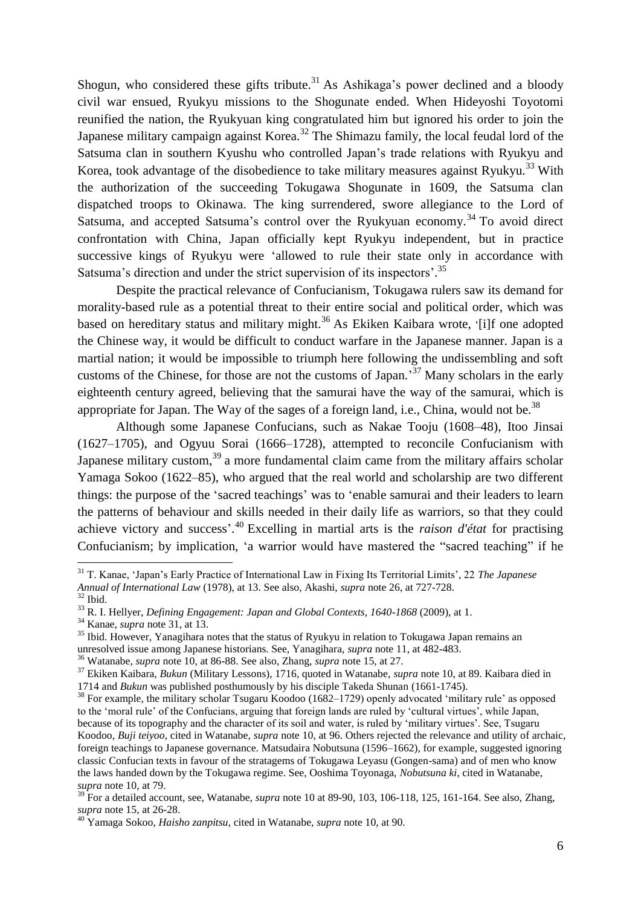Shogun, who considered these gifts tribute.[31] As Ashikaga's power declined and a bloody civil war ensued, Ryukyu missions to the Shogunate ended. When Hideyoshi Toyotomi reunified the nation, the Ryukyuan king congratulated him but ignored his order to join the Japanese military campaign against Korea.[32] The Shimazu family, the local feudal lord of the Satsuma clan in southern Kyushu who controlled Japan's trade relations with Ryukyu and Korea, took advantage of the disobedience to take military measures against Ryukyu.[33] With the authorization of the succeeding Tokugawa Shogunate in 1609, the Satsuma clan dispatched troops to Okinawa. The king surrendered, swore allegiance to the Lord of Satsuma, and accepted Satsuma's control over the Ryukyuan economy.[34] To avoid direct confrontation with China, Japan officially kept Ryukyu independent, but in practice successive kings of Ryukyu were 'allowed to rule their state only in accordance with Satsuma's direction and under the strict supervision of its inspectors'.[35]

Despite the practical relevance of Confucianism, Tokugawa rulers saw its demand for morality-based rule as a potential threat to their entire social and political order, which was based on hereditary status and military might.[36] As Ekiken Kaibara wrote, '[i]f one adopted the Chinese way, it would be difficult to conduct warfare in the Japanese manner. Japan is a martial nation; it would be impossible to triumph here following the undissembling and soft customs of the Chinese, for those are not the customs of Japan.'[37] Many scholars in the early eighteenth century agreed, believing that the samurai have the way of the samurai, which is appropriate for Japan. The Way of the sages of a foreign land, i.e., China, would not be.[38]

Although some Japanese Confucians, such as Nakae Tooju (1608–48), Itoo Jinsai (1627–1705), and Ogyuu Sorai (1666–1728), attempted to reconcile Confucianism with Japanese military custom,[39] a more fundamental claim came from the military affairs scholar Yamaga Sokoo (1622–85), who argued that the real world and scholarship are two different things: the purpose of the 'sacred teachings' was to 'enable samurai and their leaders to learn the patterns of behaviour and skills needed in their daily life as warriors, so that they could achieve victory and success'.[40] Excelling in martial arts is the *raison d'état* for practising Confucianism; by implication, 'a warrior would have mastered the "sacred teaching" if he

---

[31] T. Kanae, 'Japan's Early Practice of International Law in Fixing Its Territorial Limits', 22 *The Japanese Annual of International Law* (1978), at 13. See also, Akashi, *supra* note 26, at 727-728.

[32] Ibid.

[33] R. I. Hellyer, *Defining Engagement: Japan and Global Contexts, 1640-1868* (2009), at 1.

[34] Kanae, *supra* note 31, at 13.

[35] Ibid. However, Yanagihara notes that the status of Ryukyu in relation to Tokugawa Japan remains an unresolved issue among Japanese historians. See, Yanagihara, *supra* note 11, at 482-483.

[36] Watanabe, *supra* note 10, at 86-88. See also, Zhang, *supra* note 15, at 27.

[37] Ekiken Kaibara, *Bukun* (Military Lessons), 1716, quoted in Watanabe, *supra* note 10, at 89. Kaibara died in 1714 and *Bukun* was published posthumously by his disciple Takeda Shunan (1661-1745).

[38] For example, the military scholar Tsugaru Koodoo (1682–1729) openly advocated 'military rule' as opposed to the 'moral rule' of the Confucians, arguing that foreign lands are ruled by 'cultural virtues', while Japan, because of its topography and the character of its soil and water, is ruled by 'military virtues'. See, Tsugaru Koodoo, *Buji teiyoo*, cited in Watanabe, *supra* note 10, at 96. Others rejected the relevance and utility of archaic, foreign teachings to Japanese governance. Matsudaira Nobutsuna (1596–1662), for example, suggested ignoring classic Confucian texts in favour of the stratagems of Tokugawa Leyasu (Gongen-sama) and of men who know the laws handed down by the Tokugawa regime. See, Ooshima Toyonaga, *Nobutsuna ki*, cited in Watanabe, *supra* note 10, at 79.

[39] For a detailed account, see, Watanabe, *supra* note 10 at 89-90, 103, 106-118, 125, 161-164. See also, Zhang, *supra* note 15, at 26-28.

[40] Yamaga Sokoo, *Haisho zanpitsu*, cited in Watanabe, *supra* note 10, at 90.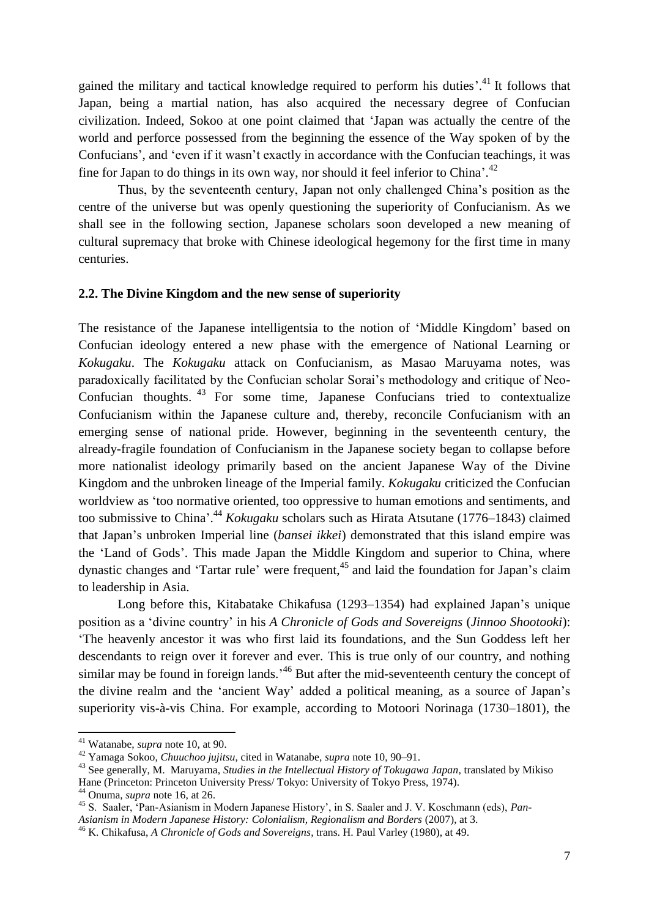gained the military and tactical knowledge required to perform his duties'.[41] It follows that Japan, being a martial nation, has also acquired the necessary degree of Confucian civilization. Indeed, Sokoo at one point claimed that 'Japan was actually the centre of the world and perforce possessed from the beginning the essence of the Way spoken of by the Confucians', and 'even if it wasn't exactly in accordance with the Confucian teachings, it was fine for Japan to do things in its own way, nor should it feel inferior to China'.[42]

Thus, by the seventeenth century, Japan not only challenged China's position as the centre of the universe but was openly questioning the superiority of Confucianism. As we shall see in the following section, Japanese scholars soon developed a new meaning of cultural supremacy that broke with Chinese ideological hegemony for the first time in many centuries.

### 2.2. The Divine Kingdom and the new sense of superiority

The resistance of the Japanese intelligentsia to the notion of 'Middle Kingdom' based on Confucian ideology entered a new phase with the emergence of National Learning or *Kokugaku*. The *Kokugaku* attack on Confucianism, as Masao Maruyama notes, was paradoxically facilitated by the Confucian scholar Sorai's methodology and critique of Neo-Confucian thoughts.[43] For some time, Japanese Confucians tried to contextualize Confucianism within the Japanese culture and, thereby, reconcile Confucianism with an emerging sense of national pride. However, beginning in the seventeenth century, the already-fragile foundation of Confucianism in the Japanese society began to collapse before more nationalist ideology primarily based on the ancient Japanese Way of the Divine Kingdom and the unbroken lineage of the Imperial family. *Kokugaku* criticized the Confucian worldview as 'too normative oriented, too oppressive to human emotions and sentiments, and too submissive to China'.[44] *Kokugaku* scholars such as Hirata Atsutane (1776–1843) claimed that Japan's unbroken Imperial line (*bansei ikkei*) demonstrated that this island empire was the 'Land of Gods'. This made Japan the Middle Kingdom and superior to China, where dynastic changes and 'Tartar rule' were frequent,[45] and laid the foundation for Japan's claim to leadership in Asia.

Long before this, Kitabatake Chikafusa (1293–1354) had explained Japan's unique position as a 'divine country' in his *A Chronicle of Gods and Sovereigns* (*Jinnoo Shootooki*): 'The heavenly ancestor it was who first laid its foundations, and the Sun Goddess left her descendants to reign over it forever and ever. This is true only of our country, and nothing similar may be found in foreign lands.'[46] But after the mid-seventeenth century the concept of the divine realm and the 'ancient Way' added a political meaning, as a source of Japan's superiority vis-à-vis China. For example, according to Motoori Norinaga (1730–1801), the

---

[41] Watanabe, *supra* note 10, at 90.

[42] Yamaga Sokoo, *Chuuchoo jujitsu*, cited in Watanabe, *supra* note 10, 90–91.

[43] See generally, M. Maruyama, *Studies in the Intellectual History of Tokugawa Japan*, translated by Mikiso Hane (Princeton: Princeton University Press/ Tokyo: University of Tokyo Press, 1974).

[44] Onuma, *supra* note 16, at 26.

[45] S. Saaler, 'Pan-Asianism in Modern Japanese History', in S. Saaler and J. V. Koschmann (eds), *Pan-Asianism in Modern Japanese History: Colonialism, Regionalism and Borders* (2007), at 3.

[46] K. Chikafusa, *A Chronicle of Gods and Sovereigns*, trans. H. Paul Varley (1980), at 49.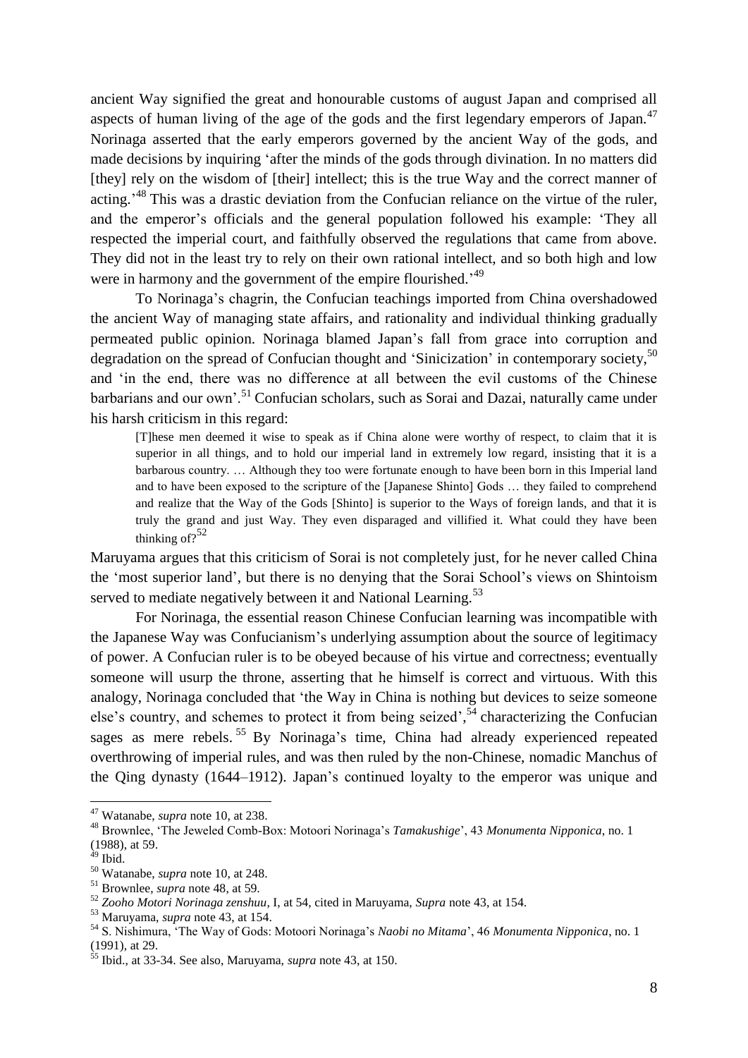ancient Way signified the great and honourable customs of august Japan and comprised all aspects of human living of the age of the gods and the first legendary emperors of Japan.[47] Norinaga asserted that the early emperors governed by the ancient Way of the gods, and made decisions by inquiring 'after the minds of the gods through divination. In no matters did [they] rely on the wisdom of [their] intellect; this is the true Way and the correct manner of acting.'[48] This was a drastic deviation from the Confucian reliance on the virtue of the ruler, and the emperor's officials and the general population followed his example: 'They all respected the imperial court, and faithfully observed the regulations that came from above. They did not in the least try to rely on their own rational intellect, and so both high and low were in harmony and the government of the empire flourished.'[49]

To Norinaga's chagrin, the Confucian teachings imported from China overshadowed the ancient Way of managing state affairs, and rationality and individual thinking gradually permeated public opinion. Norinaga blamed Japan's fall from grace into corruption and degradation on the spread of Confucian thought and 'Sinicization' in contemporary society,[50] and 'in the end, there was no difference at all between the evil customs of the Chinese barbarians and our own'.[51] Confucian scholars, such as Sorai and Dazai, naturally came under his harsh criticism in this regard:

> [T]hese men deemed it wise to speak as if China alone were worthy of respect, to claim that it is superior in all things, and to hold our imperial land in extremely low regard, insisting that it is a barbarous country. … Although they too were fortunate enough to have been born in this Imperial land and to have been exposed to the scripture of the [Japanese Shinto] Gods … they failed to comprehend and realize that the Way of the Gods [Shinto] is superior to the Ways of foreign lands, and that it is truly the grand and just Way. They even disparaged and villified it. What could they have been thinking of?[52]

Maruyama argues that this criticism of Sorai is not completely just, for he never called China the 'most superior land', but there is no denying that the Sorai School's views on Shintoism served to mediate negatively between it and National Learning.[53]

For Norinaga, the essential reason Chinese Confucian learning was incompatible with the Japanese Way was Confucianism's underlying assumption about the source of legitimacy of power. A Confucian ruler is to be obeyed because of his virtue and correctness; eventually someone will usurp the throne, asserting that he himself is correct and virtuous. With this analogy, Norinaga concluded that 'the Way in China is nothing but devices to seize someone else's country, and schemes to protect it from being seized',[54] characterizing the Confucian sages as mere rebels.[55] By Norinaga's time, China had already experienced repeated overthrowing of imperial rules, and was then ruled by the non-Chinese, nomadic Manchus of the Qing dynasty (1644–1912). Japan's continued loyalty to the emperor was unique and

---

[47] Watanabe, *supra* note 10, at 238.

[48] Brownlee, 'The Jeweled Comb-Box: Motoori Norinaga's *Tamakushige*', 43 *Monumenta Nipponica*, no. 1 (1988), at 59.

[49] Ibid.

[50] Watanabe, *supra* note 10, at 248.

[51] Brownlee, *supra* note 48, at 59.

[52] *Zooho Motori Norinaga zenshuu*, I, at 54, cited in Maruyama, *Supra* note 43, at 154.

[53] Maruyama, *supra* note 43, at 154.

[54] S. Nishimura, 'The Way of Gods: Motoori Norinaga's *Naobi no Mitama*', 46 *Monumenta Nipponica*, no. 1 (1991), at 29.

[55] Ibid., at 33-34. See also, Maruyama, *supra* note 43, at 150.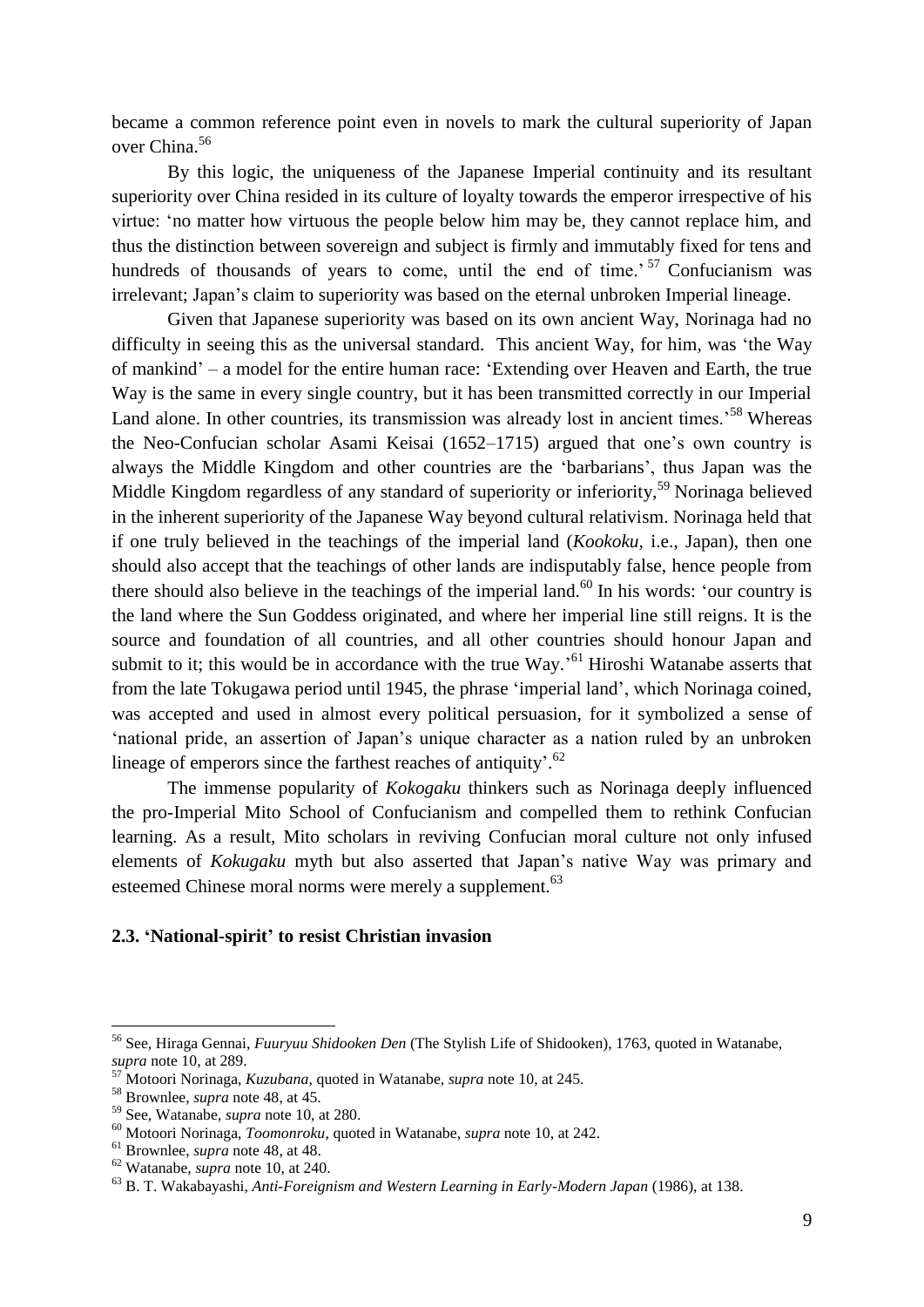became a common reference point even in novels to mark the cultural superiority of Japan over China.[56]

By this logic, the uniqueness of the Japanese Imperial continuity and its resultant superiority over China resided in its culture of loyalty towards the emperor irrespective of his virtue: 'no matter how virtuous the people below him may be, they cannot replace him, and thus the distinction between sovereign and subject is firmly and immutably fixed for tens and hundreds of thousands of years to come, until the end of time.'[57] Confucianism was irrelevant; Japan's claim to superiority was based on the eternal unbroken Imperial lineage.

Given that Japanese superiority was based on its own ancient Way, Norinaga had no difficulty in seeing this as the universal standard. This ancient Way, for him, was 'the Way of mankind' – a model for the entire human race: 'Extending over Heaven and Earth, the true Way is the same in every single country, but it has been transmitted correctly in our Imperial Land alone. In other countries, its transmission was already lost in ancient times.'[58] Whereas the Neo-Confucian scholar Asami Keisai (1652–1715) argued that one's own country is always the Middle Kingdom and other countries are the 'barbarians', thus Japan was the Middle Kingdom regardless of any standard of superiority or inferiority,[59] Norinaga believed in the inherent superiority of the Japanese Way beyond cultural relativism. Norinaga held that if one truly believed in the teachings of the imperial land (*Kookoku,* i.e., Japan), then one should also accept that the teachings of other lands are indisputably false, hence people from there should also believe in the teachings of the imperial land.[60] In his words: 'our country is the land where the Sun Goddess originated, and where her imperial line still reigns. It is the source and foundation of all countries, and all other countries should honour Japan and submit to it; this would be in accordance with the true Way.'[61] Hiroshi Watanabe asserts that from the late Tokugawa period until 1945, the phrase 'imperial land', which Norinaga coined, was accepted and used in almost every political persuasion, for it symbolized a sense of 'national pride, an assertion of Japan's unique character as a nation ruled by an unbroken lineage of emperors since the farthest reaches of antiquity'.[62]

The immense popularity of *Kokogaku* thinkers such as Norinaga deeply influenced the pro-Imperial Mito School of Confucianism and compelled them to rethink Confucian learning. As a result, Mito scholars in reviving Confucian moral culture not only infused elements of *Kokugaku* myth but also asserted that Japan's native Way was primary and esteemed Chinese moral norms were merely a supplement.[63]

### 2.3. 'National-spirit' to resist Christian invasion

---

[56] See, Hiraga Gennai, *Fuuryuu Shidooken Den* (The Stylish Life of Shidooken), 1763, quoted in Watanabe, *supra* note 10, at 289.

[57] Motoori Norinaga, *Kuzubana*, quoted in Watanabe, *supra* note 10, at 245.

[58] Brownlee, *supra* note 48, at 45.

[59] See, Watanabe, *supra* note 10, at 280.

[60] Motoori Norinaga, *Toomonroku*, quoted in Watanabe, *supra* note 10, at 242.

[61] Brownlee, *supra* note 48, at 48.

[62] Watanabe, *supra* note 10, at 240.

[63] B. T. Wakabayashi, *Anti-Foreignism and Western Learning in Early-Modern Japan* (1986), at 138.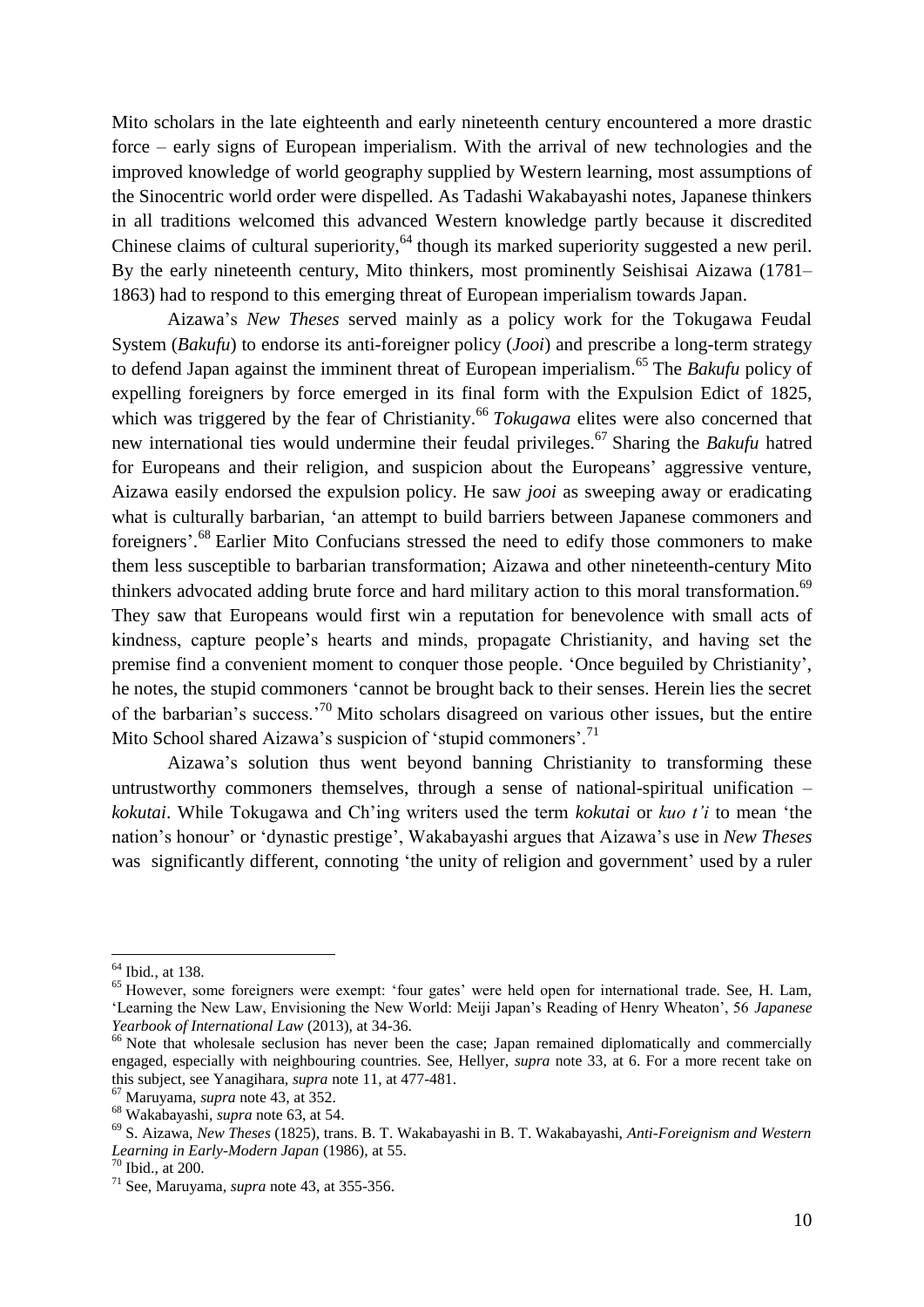Mito scholars in the late eighteenth and early nineteenth century encountered a more drastic force – early signs of European imperialism. With the arrival of new technologies and the improved knowledge of world geography supplied by Western learning, most assumptions of the Sinocentric world order were dispelled. As Tadashi Wakabayashi notes, Japanese thinkers in all traditions welcomed this advanced Western knowledge partly because it discredited Chinese claims of cultural superiority,[64] though its marked superiority suggested a new peril. By the early nineteenth century, Mito thinkers, most prominently Seishisai Aizawa (1781–1863) had to respond to this emerging threat of European imperialism towards Japan.

Aizawa's *New Theses* served mainly as a policy work for the Tokugawa Feudal System (*Bakufu*) to endorse its anti-foreigner policy (*Jooi*) and prescribe a long-term strategy to defend Japan against the imminent threat of European imperialism.[65] The *Bakufu* policy of expelling foreigners by force emerged in its final form with the Expulsion Edict of 1825, which was triggered by the fear of Christianity.[66] *Tokugawa* elites were also concerned that new international ties would undermine their feudal privileges.[67] Sharing the *Bakufu* hatred for Europeans and their religion, and suspicion about the Europeans' aggressive venture, Aizawa easily endorsed the expulsion policy. He saw *jooi* as sweeping away or eradicating what is culturally barbarian, 'an attempt to build barriers between Japanese commoners and foreigners'.[68] Earlier Mito Confucians stressed the need to edify those commoners to make them less susceptible to barbarian transformation; Aizawa and other nineteenth-century Mito thinkers advocated adding brute force and hard military action to this moral transformation.[69] They saw that Europeans would first win a reputation for benevolence with small acts of kindness, capture people's hearts and minds, propagate Christianity, and having set the premise find a convenient moment to conquer those people. 'Once beguiled by Christianity', he notes, the stupid commoners 'cannot be brought back to their senses. Herein lies the secret of the barbarian's success.'[70] Mito scholars disagreed on various other issues, but the entire Mito School shared Aizawa's suspicion of 'stupid commoners'.[71]

Aizawa's solution thus went beyond banning Christianity to transforming these untrustworthy commoners themselves, through a sense of national-spiritual unification – *kokutai*. While Tokugawa and Ch'ing writers used the term *kokutai* or *kuo t'i* to mean 'the nation's honour' or 'dynastic prestige', Wakabayashi argues that Aizawa's use in *New Theses* was significantly different, connoting 'the unity of religion and government' used by a ruler

---

[64] Ibid., at 138.

[65] However, some foreigners were exempt: 'four gates' were held open for international trade. See, H. Lam, 'Learning the New Law, Envisioning the New World: Meiji Japan's Reading of Henry Wheaton', 56 *Japanese Yearbook of International Law* (2013), at 34-36.

[66] Note that wholesale seclusion has never been the case; Japan remained diplomatically and commercially engaged, especially with neighbouring countries. See, Hellyer, *supra* note 33, at 6. For a more recent take on this subject, see Yanagihara, *supra* note 11, at 477-481.

[67] Maruyama, *supra* note 43, at 352.

[68] Wakabayashi, *supra* note 63, at 54.

[69] S. Aizawa, *New Theses* (1825), trans. B. T. Wakabayashi in B. T. Wakabayashi, *Anti-Foreignism and Western Learning in Early-Modern Japan* (1986), at 55.

[70] Ibid., at 200.

[71] See, Maruyama, *supra* note 43, at 355-356.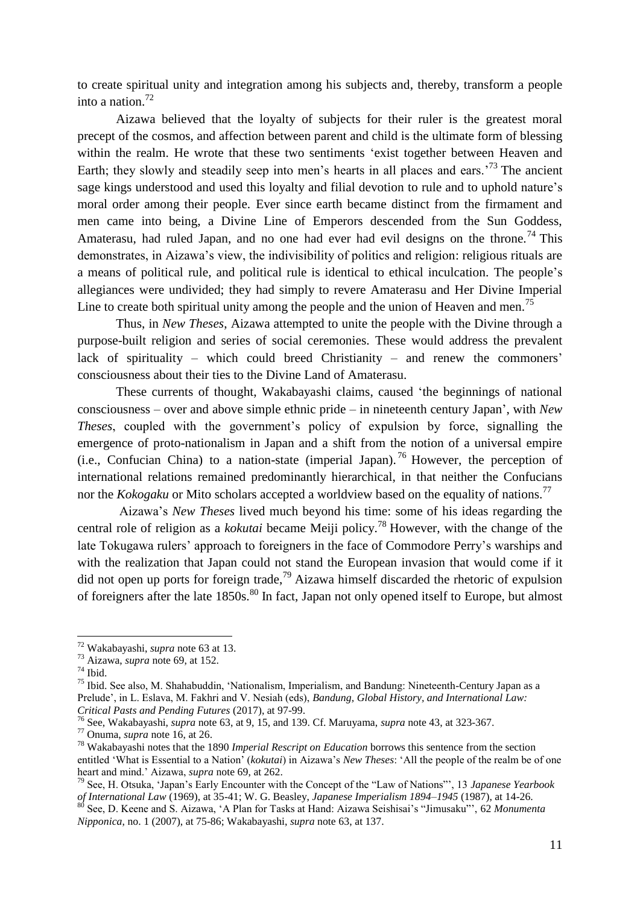to create spiritual unity and integration among his subjects and, thereby, transform a people into a nation.[72]

Aizawa believed that the loyalty of subjects for their ruler is the greatest moral precept of the cosmos, and affection between parent and child is the ultimate form of blessing within the realm. He wrote that these two sentiments 'exist together between Heaven and Earth; they slowly and steadily seep into men's hearts in all places and ears.'[73] The ancient sage kings understood and used this loyalty and filial devotion to rule and to uphold nature's moral order among their people. Ever since earth became distinct from the firmament and men came into being, a Divine Line of Emperors descended from the Sun Goddess, Amaterasu, had ruled Japan, and no one had ever had evil designs on the throne.[74] This demonstrates, in Aizawa's view, the indivisibility of politics and religion: religious rituals are a means of political rule, and political rule is identical to ethical inculcation. The people's allegiances were undivided; they had simply to revere Amaterasu and Her Divine Imperial Line to create both spiritual unity among the people and the union of Heaven and men.[75]

Thus, in *New Theses*, Aizawa attempted to unite the people with the Divine through a purpose-built religion and series of social ceremonies. These would address the prevalent lack of spirituality – which could breed Christianity – and renew the commoners' consciousness about their ties to the Divine Land of Amaterasu.

These currents of thought, Wakabayashi claims, caused 'the beginnings of national consciousness – over and above simple ethnic pride – in nineteenth century Japan', with *New Theses*, coupled with the government's policy of expulsion by force, signalling the emergence of proto-nationalism in Japan and a shift from the notion of a universal empire (i.e., Confucian China) to a nation-state (imperial Japan).[76] However, the perception of international relations remained predominantly hierarchical, in that neither the Confucians nor the *Kokogaku* or Mito scholars accepted a worldview based on the equality of nations.[77]

Aizawa's *New Theses* lived much beyond his time: some of his ideas regarding the central role of religion as a *kokutai* became Meiji policy.[78] However, with the change of the late Tokugawa rulers' approach to foreigners in the face of Commodore Perry's warships and with the realization that Japan could not stand the European invasion that would come if it did not open up ports for foreign trade,[79] Aizawa himself discarded the rhetoric of expulsion of foreigners after the late 1850s.[80] In fact, Japan not only opened itself to Europe, but almost

---

[72] Wakabayashi, *supra* note 63 at 13.

[73] Aizawa, *supra* note 69, at 152.

[74] Ibid.

[75] Ibid. See also, M. Shahabuddin, 'Nationalism, Imperialism, and Bandung: Nineteenth-Century Japan as a Prelude', in L. Eslava, M. Fakhri and V. Nesiah (eds), *Bandung, Global History, and International Law: Critical Pasts and Pending Futures* (2017), at 97-99.

[76] See, Wakabayashi, *supra* note 63, at 9, 15, and 139. Cf. Maruyama, *supra* note 43, at 323-367.

[77] Onuma, *supra* note 16, at 26.

[78] Wakabayashi notes that the 1890 *Imperial Rescript on Education* borrows this sentence from the section entitled 'What is Essential to a Nation' (*kokutai*) in Aizawa's *New Theses*: 'All the people of the realm be of one heart and mind.' Aizawa, *supra* note 69, at 262.

[79] See, H. Otsuka, 'Japan's Early Encounter with the Concept of the "Law of Nations"', 13 *Japanese Yearbook of International Law* (1969), at 35-41; W. G. Beasley, *Japanese Imperialism 1894–1945* (1987), at 14-26.

[80] See, D. Keene and S. Aizawa, 'A Plan for Tasks at Hand: Aizawa Seishisai's "Jimusaku"', 62 *Monumenta Nipponica*, no. 1 (2007), at 75-86; Wakabayashi, *supra* note 63, at 137.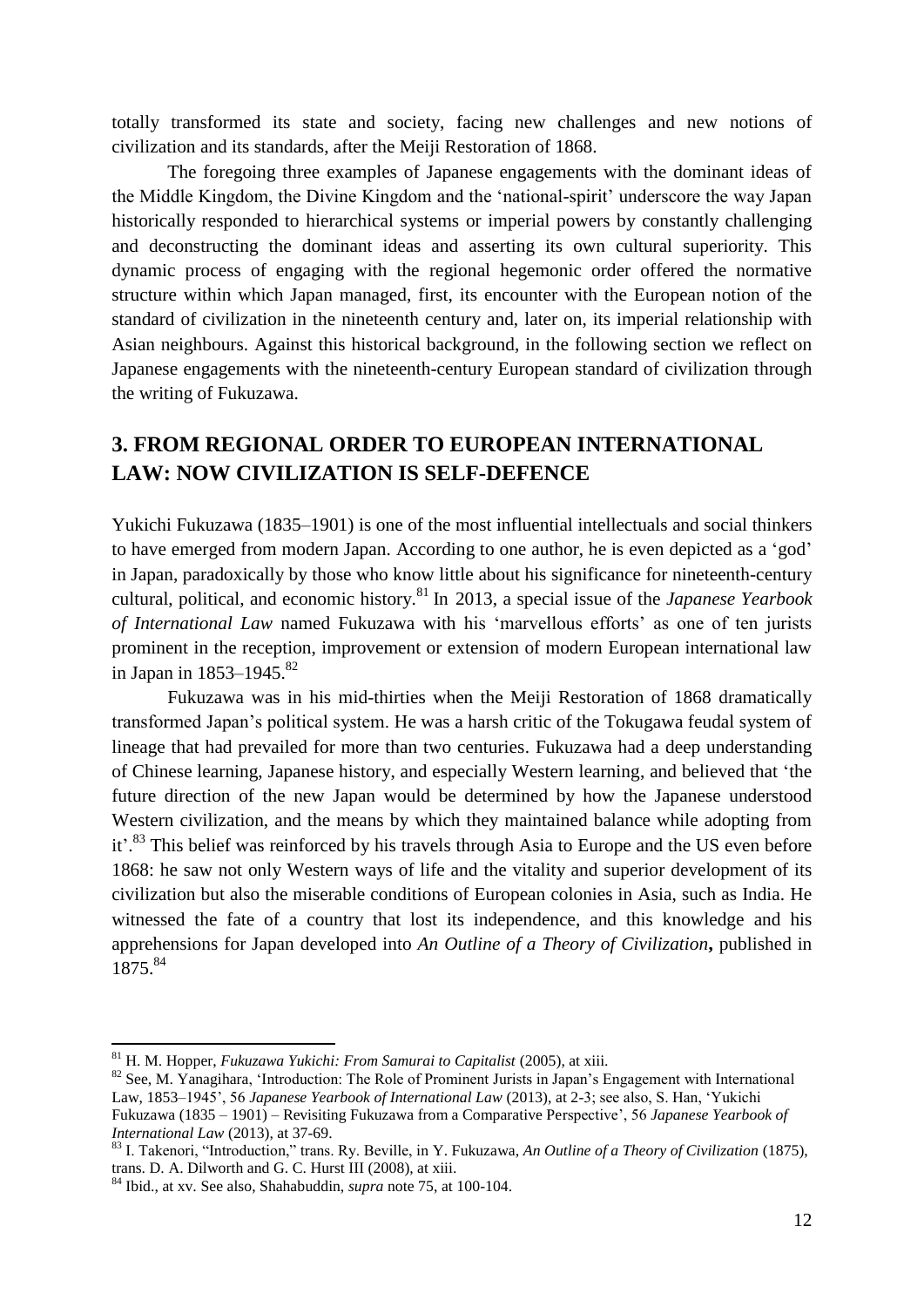totally transformed its state and society, facing new challenges and new notions of civilization and its standards, after the Meiji Restoration of 1868.

The foregoing three examples of Japanese engagements with the dominant ideas of the Middle Kingdom, the Divine Kingdom and the 'national-spirit' underscore the way Japan historically responded to hierarchical systems or imperial powers by constantly challenging and deconstructing the dominant ideas and asserting its own cultural superiority. This dynamic process of engaging with the regional hegemonic order offered the normative structure within which Japan managed, first, its encounter with the European notion of the standard of civilization in the nineteenth century and, later on, its imperial relationship with Asian neighbours. Against this historical background, in the following section we reflect on Japanese engagements with the nineteenth-century European standard of civilization through the writing of Fukuzawa.

## 3. FROM REGIONAL ORDER TO EUROPEAN INTERNATIONAL LAW: NOW CIVILIZATION IS SELF-DEFENCE

Yukichi Fukuzawa (1835–1901) is one of the most influential intellectuals and social thinkers to have emerged from modern Japan. According to one author, he is even depicted as a 'god' in Japan, paradoxically by those who know little about his significance for nineteenth-century cultural, political, and economic history.[81] In 2013, a special issue of the *Japanese Yearbook of International Law* named Fukuzawa with his 'marvellous efforts' as one of ten jurists prominent in the reception, improvement or extension of modern European international law in Japan in 1853–1945.[82]

Fukuzawa was in his mid-thirties when the Meiji Restoration of 1868 dramatically transformed Japan's political system. He was a harsh critic of the Tokugawa feudal system of lineage that had prevailed for more than two centuries. Fukuzawa had a deep understanding of Chinese learning, Japanese history, and especially Western learning, and believed that 'the future direction of the new Japan would be determined by how the Japanese understood Western civilization, and the means by which they maintained balance while adopting from it'.[83] This belief was reinforced by his travels through Asia to Europe and the US even before 1868: he saw not only Western ways of life and the vitality and superior development of its civilization but also the miserable conditions of European colonies in Asia, such as India. He witnessed the fate of a country that lost its independence, and this knowledge and his apprehensions for Japan developed into *An Outline of a Theory of Civilization***,** published in 1875.[84]

---

[81] H. M. Hopper, *Fukuzawa Yukichi: From Samurai to Capitalist* (2005), at xiii.

[82] See, M. Yanagihara, 'Introduction: The Role of Prominent Jurists in Japan's Engagement with International Law, 1853–1945', 56 *Japanese Yearbook of International Law* (2013), at 2-3; see also, S. Han, 'Yukichi Fukuzawa (1835 – 1901) – Revisiting Fukuzawa from a Comparative Perspective', 56 *Japanese Yearbook of International Law* (2013), at 37-69.

[83] I. Takenori, "Introduction," trans. Ry. Beville, in Y. Fukuzawa, *An Outline of a Theory of Civilization* (1875), trans. D. A. Dilworth and G. C. Hurst III (2008), at xiii.

[84] Ibid., at xv. See also, Shahabuddin, *supra* note 75, at 100-104.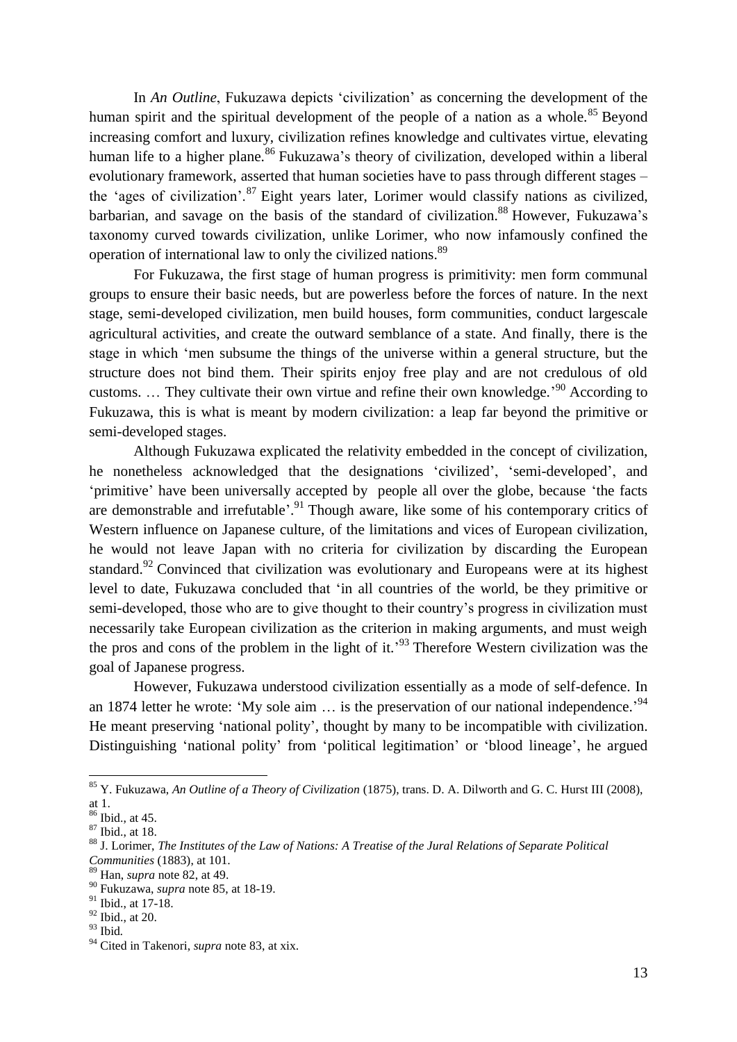In *An Outline*, Fukuzawa depicts 'civilization' as concerning the development of the human spirit and the spiritual development of the people of a nation as a whole.[85] Beyond increasing comfort and luxury, civilization refines knowledge and cultivates virtue, elevating human life to a higher plane.[86] Fukuzawa's theory of civilization, developed within a liberal evolutionary framework, asserted that human societies have to pass through different stages – the 'ages of civilization'.[87] Eight years later, Lorimer would classify nations as civilized, barbarian, and savage on the basis of the standard of civilization.[88] However, Fukuzawa's taxonomy curved towards civilization, unlike Lorimer, who now infamously confined the operation of international law to only the civilized nations.[89]

For Fukuzawa, the first stage of human progress is primitivity: men form communal groups to ensure their basic needs, but are powerless before the forces of nature. In the next stage, semi-developed civilization, men build houses, form communities, conduct largescale agricultural activities, and create the outward semblance of a state. And finally, there is the stage in which 'men subsume the things of the universe within a general structure, but the structure does not bind them. Their spirits enjoy free play and are not credulous of old customs. … They cultivate their own virtue and refine their own knowledge.'[90] According to Fukuzawa, this is what is meant by modern civilization: a leap far beyond the primitive or semi-developed stages.

Although Fukuzawa explicated the relativity embedded in the concept of civilization, he nonetheless acknowledged that the designations 'civilized', 'semi-developed', and 'primitive' have been universally accepted by people all over the globe, because 'the facts are demonstrable and irrefutable'.[91] Though aware, like some of his contemporary critics of Western influence on Japanese culture, of the limitations and vices of European civilization, he would not leave Japan with no criteria for civilization by discarding the European standard.[92] Convinced that civilization was evolutionary and Europeans were at its highest level to date, Fukuzawa concluded that 'in all countries of the world, be they primitive or semi-developed, those who are to give thought to their country's progress in civilization must necessarily take European civilization as the criterion in making arguments, and must weigh the pros and cons of the problem in the light of it.'[93] Therefore Western civilization was the goal of Japanese progress.

However, Fukuzawa understood civilization essentially as a mode of self-defence. In an 1874 letter he wrote: 'My sole aim … is the preservation of our national independence.'[94] He meant preserving 'national polity', thought by many to be incompatible with civilization. Distinguishing 'national polity' from 'political legitimation' or 'blood lineage', he argued

---

[85] Y. Fukuzawa, *An Outline of a Theory of Civilization* (1875), trans. D. A. Dilworth and G. C. Hurst III (2008), at 1.

[86] Ibid., at 45.

[87] Ibid., at 18.

[88] J. Lorimer, *The Institutes of the Law of Nations: A Treatise of the Jural Relations of Separate Political Communities* (1883), at 101.

[89] Han, *supra* note 82, at 49.

[90] Fukuzawa, *supra* note 85, at 18-19.

[91] Ibid., at 17-18.

[92] Ibid., at 20.

[93] Ibid.

[94] Cited in Takenori, *supra* note 83, at xix.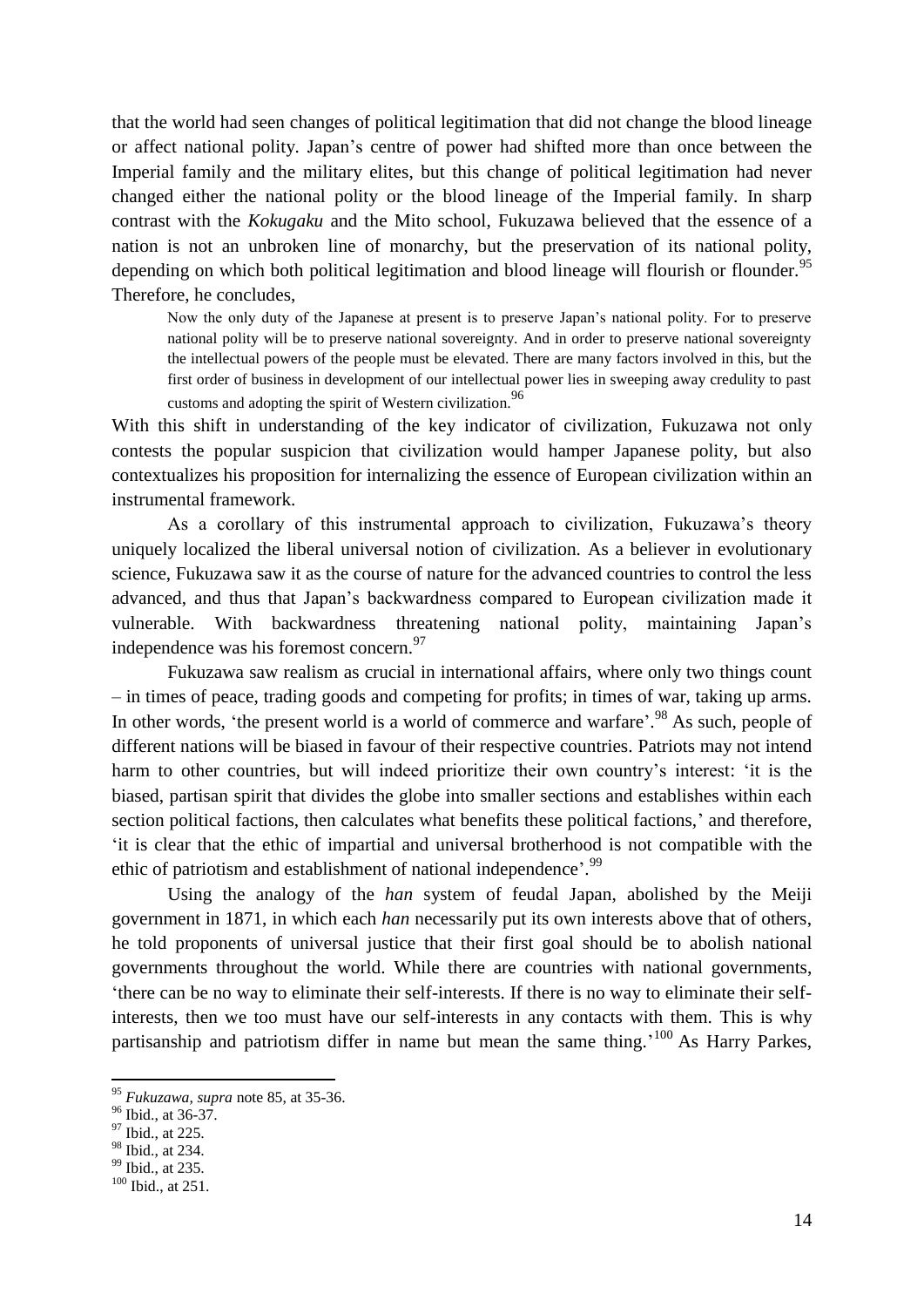that the world had seen changes of political legitimation that did not change the blood lineage or affect national polity. Japan's centre of power had shifted more than once between the Imperial family and the military elites, but this change of political legitimation had never changed either the national polity or the blood lineage of the Imperial family. In sharp contrast with the *Kokugaku* and the Mito school, Fukuzawa believed that the essence of a nation is not an unbroken line of monarchy, but the preservation of its national polity, depending on which both political legitimation and blood lineage will flourish or flounder.[95] Therefore, he concludes,

> Now the only duty of the Japanese at present is to preserve Japan's national polity. For to preserve national polity will be to preserve national sovereignty. And in order to preserve national sovereignty the intellectual powers of the people must be elevated. There are many factors involved in this, but the first order of business in development of our intellectual power lies in sweeping away credulity to past customs and adopting the spirit of Western civilization.[96]

With this shift in understanding of the key indicator of civilization, Fukuzawa not only contests the popular suspicion that civilization would hamper Japanese polity, but also contextualizes his proposition for internalizing the essence of European civilization within an instrumental framework.

As a corollary of this instrumental approach to civilization, Fukuzawa's theory uniquely localized the liberal universal notion of civilization. As a believer in evolutionary science, Fukuzawa saw it as the course of nature for the advanced countries to control the less advanced, and thus that Japan's backwardness compared to European civilization made it vulnerable. With backwardness threatening national polity, maintaining Japan's independence was his foremost concern.[97]

Fukuzawa saw realism as crucial in international affairs, where only two things count – in times of peace, trading goods and competing for profits; in times of war, taking up arms. In other words, 'the present world is a world of commerce and warfare'.[98] As such, people of different nations will be biased in favour of their respective countries. Patriots may not intend harm to other countries, but will indeed prioritize their own country's interest: 'it is the biased, partisan spirit that divides the globe into smaller sections and establishes within each section political factions, then calculates what benefits these political factions,' and therefore, 'it is clear that the ethic of impartial and universal brotherhood is not compatible with the ethic of patriotism and establishment of national independence'.[99]

Using the analogy of the *han* system of feudal Japan, abolished by the Meiji government in 1871, in which each *han* necessarily put its own interests above that of others, he told proponents of universal justice that their first goal should be to abolish national governments throughout the world. While there are countries with national governments, 'there can be no way to eliminate their self-interests. If there is no way to eliminate their self-interests, then we too must have our self-interests in any contacts with them. This is why partisanship and patriotism differ in name but mean the same thing.'[100] As Harry Parkes,

---

[95] *Fukuzawa*, *supra* note 85, at 35-36.

[96] Ibid., at 36-37.

[97] Ibid., at 225.

[98] Ibid., at 234.

[99] Ibid., at 235.

[100] Ibid., at 251.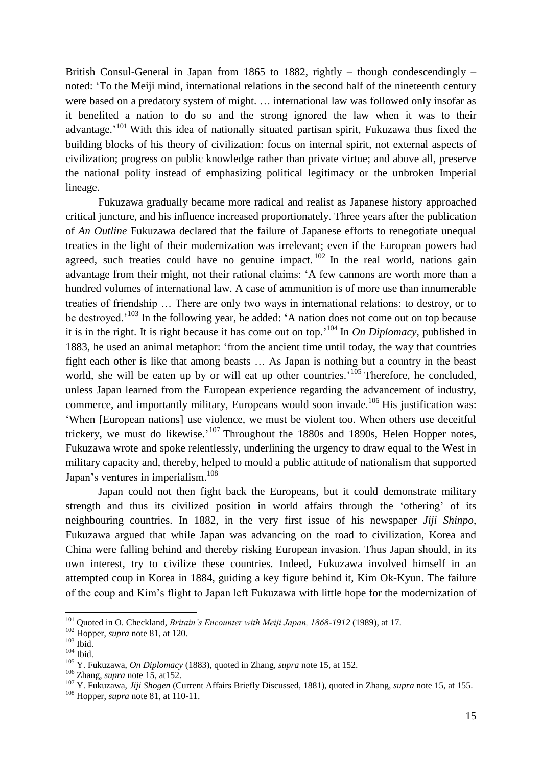British Consul-General in Japan from 1865 to 1882, rightly – though condescendingly – noted: 'To the Meiji mind, international relations in the second half of the nineteenth century were based on a predatory system of might. … international law was followed only insofar as it benefited a nation to do so and the strong ignored the law when it was to their advantage.'[101] With this idea of nationally situated partisan spirit, Fukuzawa thus fixed the building blocks of his theory of civilization: focus on internal spirit, not external aspects of civilization; progress on public knowledge rather than private virtue; and above all, preserve the national polity instead of emphasizing political legitimacy or the unbroken Imperial lineage.

Fukuzawa gradually became more radical and realist as Japanese history approached critical juncture, and his influence increased proportionately. Three years after the publication of *An Outline* Fukuzawa declared that the failure of Japanese efforts to renegotiate unequal treaties in the light of their modernization was irrelevant; even if the European powers had agreed, such treaties could have no genuine impact.[102] In the real world, nations gain advantage from their might, not their rational claims: 'A few cannons are worth more than a hundred volumes of international law. A case of ammunition is of more use than innumerable treaties of friendship … There are only two ways in international relations: to destroy, or to be destroyed.'[103] In the following year, he added: 'A nation does not come out on top because it is in the right. It is right because it has come out on top.'[104] In *On Diplomacy*, published in 1883, he used an animal metaphor: 'from the ancient time until today, the way that countries fight each other is like that among beasts … As Japan is nothing but a country in the beast world, she will be eaten up by or will eat up other countries.'[105] Therefore, he concluded, unless Japan learned from the European experience regarding the advancement of industry, commerce, and importantly military, Europeans would soon invade.[106] His justification was: 'When [European nations] use violence, we must be violent too. When others use deceitful trickery, we must do likewise.'[107] Throughout the 1880s and 1890s, Helen Hopper notes, Fukuzawa wrote and spoke relentlessly, underlining the urgency to draw equal to the West in military capacity and, thereby, helped to mould a public attitude of nationalism that supported Japan's ventures in imperialism.[108]

Japan could not then fight back the Europeans, but it could demonstrate military strength and thus its civilized position in world affairs through the 'othering' of its neighbouring countries. In 1882, in the very first issue of his newspaper *Jiji Shinpo*, Fukuzawa argued that while Japan was advancing on the road to civilization, Korea and China were falling behind and thereby risking European invasion. Thus Japan should, in its own interest, try to civilize these countries. Indeed, Fukuzawa involved himself in an attempted coup in Korea in 1884, guiding a key figure behind it, Kim Ok-Kyun. The failure of the coup and Kim's flight to Japan left Fukuzawa with little hope for the modernization of

---

[101] Quoted in O. Checkland, *Britain's Encounter with Meiji Japan, 1868-1912* (1989), at 17.

[102] Hopper, *supra* note 81, at 120.

[103] Ibid.

[104] Ibid.

[105] Y. Fukuzawa, *On Diplomacy* (1883), quoted in Zhang, *supra* note 15, at 152.

[106] Zhang, *supra* note 15, at152.

[107] Y. Fukuzawa, *Jiji Shogen* (Current Affairs Briefly Discussed, 1881), quoted in Zhang, *supra* note 15, at 155.

[108] Hopper, *supra* note 81, at 110-11.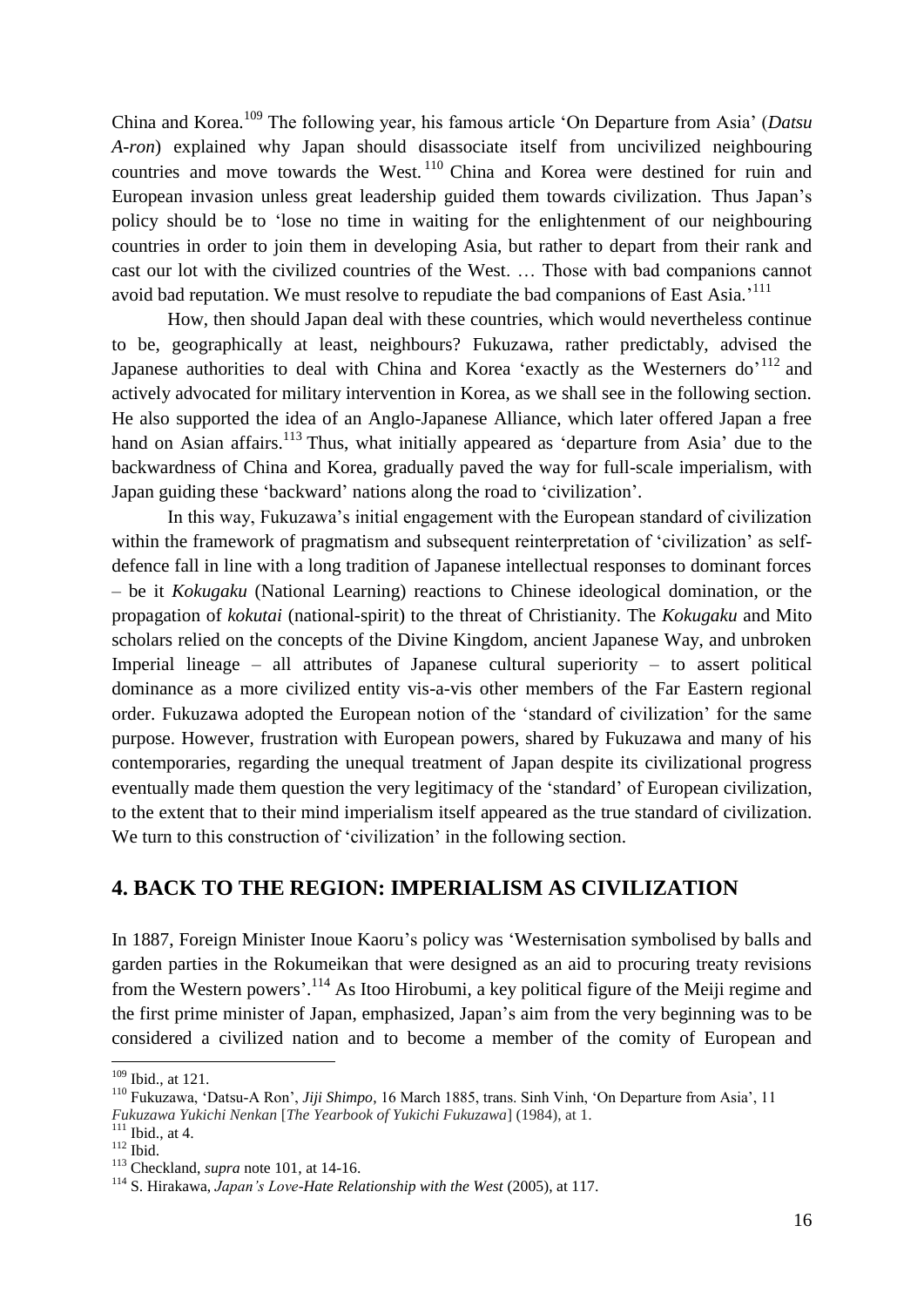China and Korea.[109] The following year, his famous article 'On Departure from Asia' (*Datsu A-ron*) explained why Japan should disassociate itself from uncivilized neighbouring countries and move towards the West.[110] China and Korea were destined for ruin and European invasion unless great leadership guided them towards civilization. Thus Japan's policy should be to 'lose no time in waiting for the enlightenment of our neighbouring countries in order to join them in developing Asia, but rather to depart from their rank and cast our lot with the civilized countries of the West. … Those with bad companions cannot avoid bad reputation. We must resolve to repudiate the bad companions of East Asia.'[111]

How, then should Japan deal with these countries, which would nevertheless continue to be, geographically at least, neighbours? Fukuzawa, rather predictably, advised the Japanese authorities to deal with China and Korea 'exactly as the Westerners do'[112] and actively advocated for military intervention in Korea, as we shall see in the following section. He also supported the idea of an Anglo-Japanese Alliance, which later offered Japan a free hand on Asian affairs.[113] Thus, what initially appeared as 'departure from Asia' due to the backwardness of China and Korea, gradually paved the way for full-scale imperialism, with Japan guiding these 'backward' nations along the road to 'civilization'.

In this way, Fukuzawa's initial engagement with the European standard of civilization within the framework of pragmatism and subsequent reinterpretation of 'civilization' as self-defence fall in line with a long tradition of Japanese intellectual responses to dominant forces – be it *Kokugaku* (National Learning) reactions to Chinese ideological domination, or the propagation of *kokutai* (national-spirit) to the threat of Christianity. The *Kokugaku* and Mito scholars relied on the concepts of the Divine Kingdom, ancient Japanese Way, and unbroken Imperial lineage – all attributes of Japanese cultural superiority – to assert political dominance as a more civilized entity vis-a-vis other members of the Far Eastern regional order. Fukuzawa adopted the European notion of the 'standard of civilization' for the same purpose. However, frustration with European powers, shared by Fukuzawa and many of his contemporaries, regarding the unequal treatment of Japan despite its civilizational progress eventually made them question the very legitimacy of the 'standard' of European civilization, to the extent that to their mind imperialism itself appeared as the true standard of civilization. We turn to this construction of 'civilization' in the following section.

## 4. BACK TO THE REGION: IMPERIALISM AS CIVILIZATION

In 1887, Foreign Minister Inoue Kaoru's policy was 'Westernisation symbolised by balls and garden parties in the Rokumeikan that were designed as an aid to procuring treaty revisions from the Western powers'.[114] As Itoo Hirobumi, a key political figure of the Meiji regime and the first prime minister of Japan, emphasized, Japan's aim from the very beginning was to be considered a civilized nation and to become a member of the comity of European and

---

[109] Ibid., at 121.

[110] Fukuzawa, 'Datsu-A Ron', *Jiji Shimpo*, 16 March 1885, trans. Sinh Vinh, 'On Departure from Asia', 11 *Fukuzawa Yukichi Nenkan* [*The Yearbook of Yukichi Fukuzawa*] (1984), at 1.

[111] Ibid., at 4.

[112] Ibid.

[113] Checkland, *supra* note 101, at 14-16.

[114] S. Hirakawa, *Japan's Love-Hate Relationship with the West* (2005), at 117.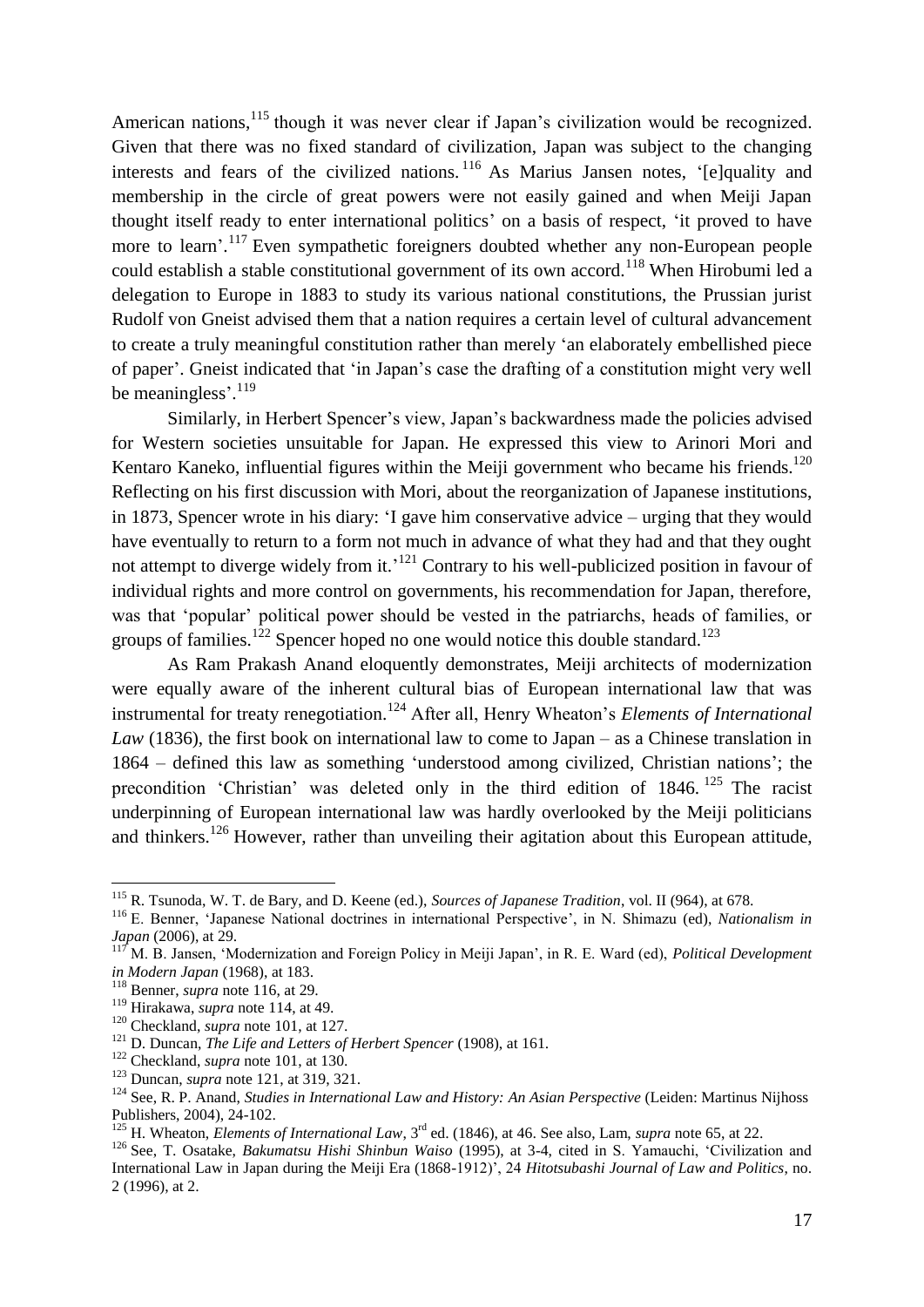American nations,[115] though it was never clear if Japan's civilization would be recognized. Given that there was no fixed standard of civilization, Japan was subject to the changing interests and fears of the civilized nations.[116] As Marius Jansen notes, '[e]quality and membership in the circle of great powers were not easily gained and when Meiji Japan thought itself ready to enter international politics' on a basis of respect, 'it proved to have more to learn'.[117] Even sympathetic foreigners doubted whether any non-European people could establish a stable constitutional government of its own accord.[118] When Hirobumi led a delegation to Europe in 1883 to study its various national constitutions, the Prussian jurist Rudolf von Gneist advised them that a nation requires a certain level of cultural advancement to create a truly meaningful constitution rather than merely 'an elaborately embellished piece of paper'. Gneist indicated that 'in Japan's case the drafting of a constitution might very well be meaningless'.[119]

Similarly, in Herbert Spencer's view, Japan's backwardness made the policies advised for Western societies unsuitable for Japan. He expressed this view to Arinori Mori and Kentaro Kaneko, influential figures within the Meiji government who became his friends.[120] Reflecting on his first discussion with Mori, about the reorganization of Japanese institutions, in 1873, Spencer wrote in his diary: 'I gave him conservative advice – urging that they would have eventually to return to a form not much in advance of what they had and that they ought not attempt to diverge widely from it.'[121] Contrary to his well-publicized position in favour of individual rights and more control on governments, his recommendation for Japan, therefore, was that 'popular' political power should be vested in the patriarchs, heads of families, or groups of families.[122] Spencer hoped no one would notice this double standard.[123]

As Ram Prakash Anand eloquently demonstrates, Meiji architects of modernization were equally aware of the inherent cultural bias of European international law that was instrumental for treaty renegotiation.[124] After all, Henry Wheaton's *Elements of International Law* (1836), the first book on international law to come to Japan – as a Chinese translation in 1864 – defined this law as something 'understood among civilized, Christian nations'; the precondition 'Christian' was deleted only in the third edition of 1846.[125] The racist underpinning of European international law was hardly overlooked by the Meiji politicians and thinkers.[126] However, rather than unveiling their agitation about this European attitude,

---

[115] R. Tsunoda, W. T. de Bary, and D. Keene (ed.), *Sources of Japanese Tradition*, vol. II (964), at 678.

[116] E. Benner, 'Japanese National doctrines in international Perspective', in N. Shimazu (ed), *Nationalism in Japan* (2006), at 29.

[117] M. B. Jansen, 'Modernization and Foreign Policy in Meiji Japan', in R. E. Ward (ed), *Political Development in Modern Japan* (1968), at 183.

[118] Benner, *supra* note 116, at 29.

[119] Hirakawa, *supra* note 114, at 49.

[120] Checkland, *supra* note 101, at 127.

[121] D. Duncan, *The Life and Letters of Herbert Spencer* (1908), at 161.

[122] Checkland, *supra* note 101, at 130.

[123] Duncan, *supra* note 121, at 319, 321.

[124] See, R. P. Anand, *Studies in International Law and History: An Asian Perspective* (Leiden: Martinus Nijhoss Publishers, 2004), 24-102.

[125] H. Wheaton, *Elements of International Law*, 3rd ed. (1846), at 46. See also, Lam, *supra* note 65, at 22.

[126] See, T. Osatake, *Bakumatsu Hishi Shinbun Waiso* (1995), at 3-4, cited in S. Yamauchi, 'Civilization and International Law in Japan during the Meiji Era (1868-1912)', 24 *Hitotsubashi Journal of Law and Politics*, no. 2 (1996), at 2.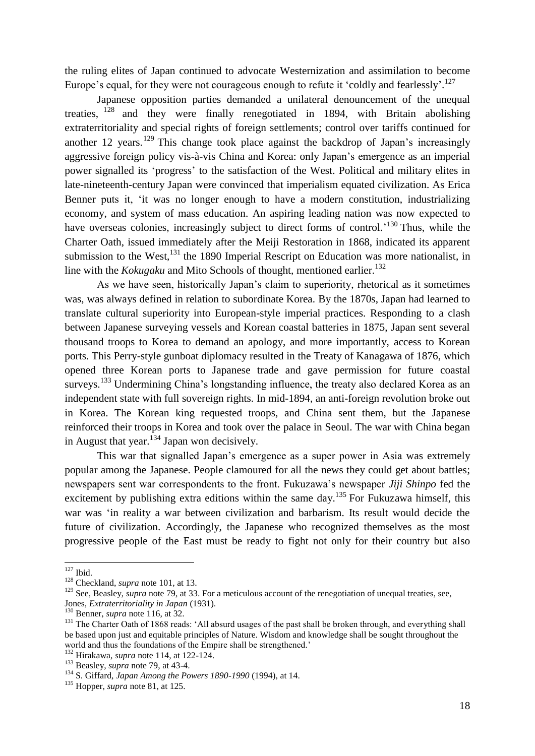the ruling elites of Japan continued to advocate Westernization and assimilation to become Europe's equal, for they were not courageous enough to refute it 'coldly and fearlessly'.[127]

Japanese opposition parties demanded a unilateral denouncement of the unequal treaties, [128] and they were finally renegotiated in 1894, with Britain abolishing extraterritoriality and special rights of foreign settlements; control over tariffs continued for another 12 years.[129] This change took place against the backdrop of Japan's increasingly aggressive foreign policy vis-à-vis China and Korea: only Japan's emergence as an imperial power signalled its 'progress' to the satisfaction of the West. Political and military elites in late-nineteenth-century Japan were convinced that imperialism equated civilization. As Erica Benner puts it, 'it was no longer enough to have a modern constitution, industrializing economy, and system of mass education. An aspiring leading nation was now expected to have overseas colonies, increasingly subject to direct forms of control.'[130] Thus, while the Charter Oath, issued immediately after the Meiji Restoration in 1868, indicated its apparent submission to the West,[131] the 1890 Imperial Rescript on Education was more nationalist, in line with the *Kokugaku* and Mito Schools of thought, mentioned earlier.[132]

As we have seen, historically Japan's claim to superiority, rhetorical as it sometimes was, was always defined in relation to subordinate Korea. By the 1870s, Japan had learned to translate cultural superiority into European-style imperial practices. Responding to a clash between Japanese surveying vessels and Korean coastal batteries in 1875, Japan sent several thousand troops to Korea to demand an apology, and more importantly, access to Korean ports. This Perry-style gunboat diplomacy resulted in the Treaty of Kanagawa of 1876, which opened three Korean ports to Japanese trade and gave permission for future coastal surveys.[133] Undermining China's longstanding influence, the treaty also declared Korea as an independent state with full sovereign rights. In mid-1894, an anti-foreign revolution broke out in Korea. The Korean king requested troops, and China sent them, but the Japanese reinforced their troops in Korea and took over the palace in Seoul. The war with China began in August that year.[134] Japan won decisively.

This war that signalled Japan's emergence as a super power in Asia was extremely popular among the Japanese. People clamoured for all the news they could get about battles; newspapers sent war correspondents to the front. Fukuzawa's newspaper *Jiji Shinpo* fed the excitement by publishing extra editions within the same day.[135] For Fukuzawa himself, this war was 'in reality a war between civilization and barbarism. Its result would decide the future of civilization. Accordingly, the Japanese who recognized themselves as the most progressive people of the East must be ready to fight not only for their country but also

---

[127] Ibid.

[128] Checkland, *supra* note 101, at 13.

[129] See, Beasley, *supra* note 79, at 33. For a meticulous account of the renegotiation of unequal treaties, see, Jones, *Extraterritoriality in Japan* (1931).

[130] Benner, *supra* note 116, at 32.

[131] The Charter Oath of 1868 reads: 'All absurd usages of the past shall be broken through, and everything shall be based upon just and equitable principles of Nature. Wisdom and knowledge shall be sought throughout the world and thus the foundations of the Empire shall be strengthened.'

[132] Hirakawa, *supra* note 114, at 122-124.

[133] Beasley, *supra* note 79, at 43-4.

[134] S. Giffard, *Japan Among the Powers 1890-1990* (1994), at 14.

[135] Hopper, *supra* note 81, at 125.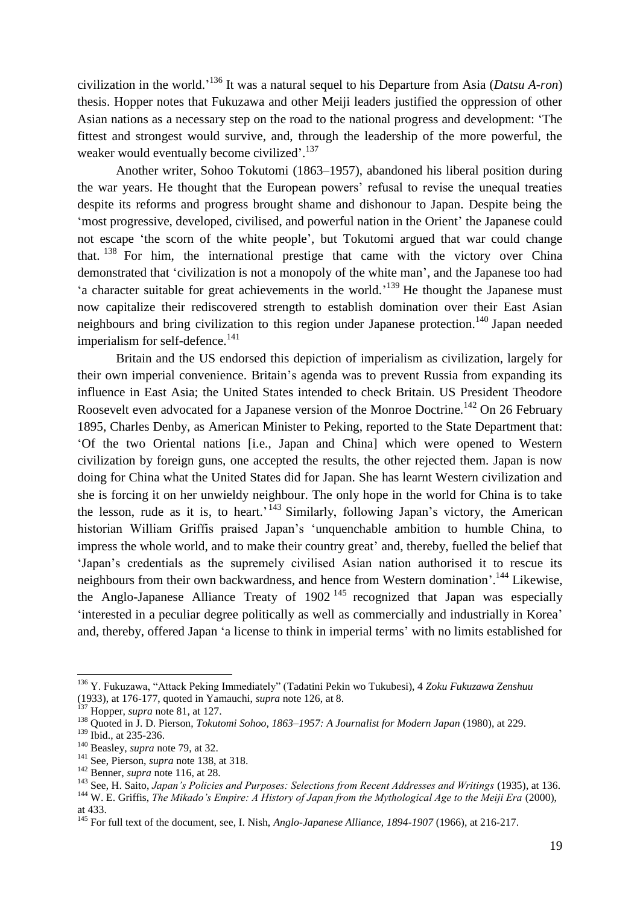civilization in the world.'[136] It was a natural sequel to his Departure from Asia (*Datsu A-ron*) thesis. Hopper notes that Fukuzawa and other Meiji leaders justified the oppression of other Asian nations as a necessary step on the road to the national progress and development: 'The fittest and strongest would survive, and, through the leadership of the more powerful, the weaker would eventually become civilized'.[137]

Another writer, Sohoo Tokutomi (1863–1957), abandoned his liberal position during the war years. He thought that the European powers' refusal to revise the unequal treaties despite its reforms and progress brought shame and dishonour to Japan. Despite being the 'most progressive, developed, civilised, and powerful nation in the Orient' the Japanese could not escape 'the scorn of the white people', but Tokutomi argued that war could change that.[138] For him, the international prestige that came with the victory over China demonstrated that 'civilization is not a monopoly of the white man', and the Japanese too had 'a character suitable for great achievements in the world.'[139] He thought the Japanese must now capitalize their rediscovered strength to establish domination over their East Asian neighbours and bring civilization to this region under Japanese protection.[140] Japan needed imperialism for self-defence.[141]

Britain and the US endorsed this depiction of imperialism as civilization, largely for their own imperial convenience. Britain's agenda was to prevent Russia from expanding its influence in East Asia; the United States intended to check Britain. US President Theodore Roosevelt even advocated for a Japanese version of the Monroe Doctrine.[142] On 26 February 1895, Charles Denby, as American Minister to Peking, reported to the State Department that: 'Of the two Oriental nations [i.e., Japan and China] which were opened to Western civilization by foreign guns, one accepted the results, the other rejected them. Japan is now doing for China what the United States did for Japan. She has learnt Western civilization and she is forcing it on her unwieldy neighbour. The only hope in the world for China is to take the lesson, rude as it is, to heart.'[143] Similarly, following Japan's victory, the American historian William Griffis praised Japan's 'unquenchable ambition to humble China, to impress the whole world, and to make their country great' and, thereby, fuelled the belief that 'Japan's credentials as the supremely civilised Asian nation authorised it to rescue its neighbours from their own backwardness, and hence from Western domination'.[144] Likewise, the Anglo-Japanese Alliance Treaty of 1902[145] recognized that Japan was especially 'interested in a peculiar degree politically as well as commercially and industrially in Korea' and, thereby, offered Japan 'a license to think in imperial terms' with no limits established for

[136] Y. Fukuzawa, "Attack Peking Immediately" (Tadatini Pekin wo Tukubesi), 4 *Zoku Fukuzawa Zenshuu* (1933), at 176-177, quoted in Yamauchi, *supra* note 126, at 8.

[137] Hopper, *supra* note 81, at 127.

[138] Quoted in J. D. Pierson, *Tokutomi Sohoo, 1863–1957: A Journalist for Modern Japan* (1980), at 229.

[139] Ibid., at 235-236.

[140] Beasley, *supra* note 79, at 32.

[141] See, Pierson, *supra* note 138, at 318.

[142] Benner, *supra* note 116, at 28.

[143] See, H. Saito, *Japan's Policies and Purposes: Selections from Recent Addresses and Writings* (1935), at 136.

[144] W. E. Griffis, *The Mikado's Empire: A History of Japan from the Mythological Age to the Meiji Era* (2000), at 433.

[145] For full text of the document, see, I. Nish, *Anglo-Japanese Alliance, 1894-1907* (1966), at 216-217.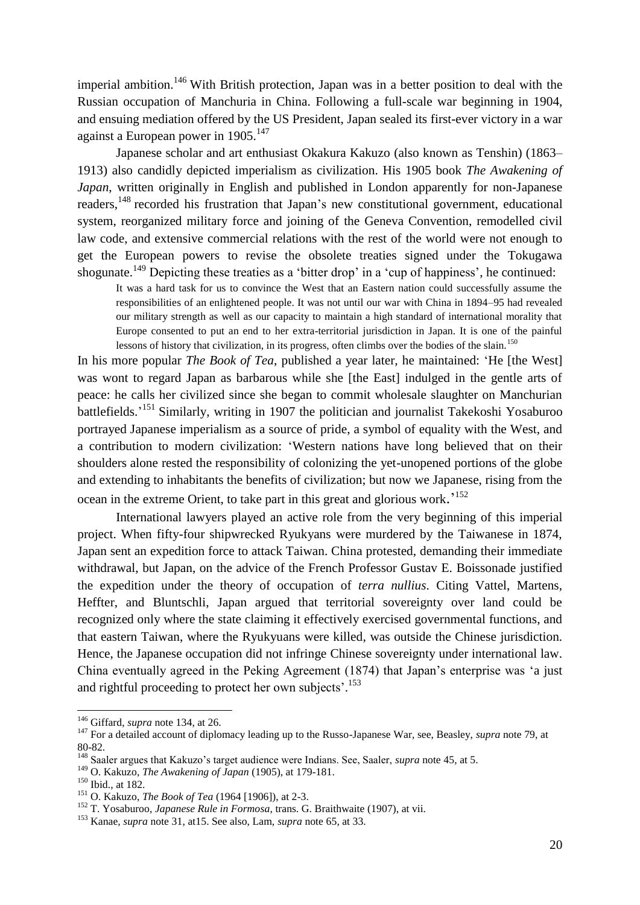imperial ambition.[146] With British protection, Japan was in a better position to deal with the Russian occupation of Manchuria in China. Following a full-scale war beginning in 1904, and ensuing mediation offered by the US President, Japan sealed its first-ever victory in a war against a European power in 1905.[147]

Japanese scholar and art enthusiast Okakura Kakuzo (also known as Tenshin) (1863–1913) also candidly depicted imperialism as civilization. His 1905 book *The Awakening of Japan*, written originally in English and published in London apparently for non-Japanese readers,[148] recorded his frustration that Japan's new constitutional government, educational system, reorganized military force and joining of the Geneva Convention, remodelled civil law code, and extensive commercial relations with the rest of the world were not enough to get the European powers to revise the obsolete treaties signed under the Tokugawa shogunate.[149] Depicting these treaties as a 'bitter drop' in a 'cup of happiness', he continued:

> It was a hard task for us to convince the West that an Eastern nation could successfully assume the responsibilities of an enlightened people. It was not until our war with China in 1894–95 had revealed our military strength as well as our capacity to maintain a high standard of international morality that Europe consented to put an end to her extra-territorial jurisdiction in Japan. It is one of the painful lessons of history that civilization, in its progress, often climbs over the bodies of the slain.[150]

In his more popular *The Book of Tea*, published a year later, he maintained: 'He [the West] was wont to regard Japan as barbarous while she [the East] indulged in the gentle arts of peace: he calls her civilized since she began to commit wholesale slaughter on Manchurian battlefields.'[151] Similarly, writing in 1907 the politician and journalist Takekoshi Yosaburoo portrayed Japanese imperialism as a source of pride, a symbol of equality with the West, and a contribution to modern civilization: 'Western nations have long believed that on their shoulders alone rested the responsibility of colonizing the yet-unopened portions of the globe and extending to inhabitants the benefits of civilization; but now we Japanese, rising from the ocean in the extreme Orient, to take part in this great and glorious work.'[152]

International lawyers played an active role from the very beginning of this imperial project. When fifty-four shipwrecked Ryukyans were murdered by the Taiwanese in 1874, Japan sent an expedition force to attack Taiwan. China protested, demanding their immediate withdrawal, but Japan, on the advice of the French Professor Gustav E. Boissonade justified the expedition under the theory of occupation of *terra nullius*. Citing Vattel, Martens, Heffter, and Bluntschli, Japan argued that territorial sovereignty over land could be recognized only where the state claiming it effectively exercised governmental functions, and that eastern Taiwan, where the Ryukyuans were killed, was outside the Chinese jurisdiction. Hence, the Japanese occupation did not infringe Chinese sovereignty under international law. China eventually agreed in the Peking Agreement (1874) that Japan's enterprise was 'a just and rightful proceeding to protect her own subjects'.[153]

---

[146] Giffard, *supra* note 134, at 26.

[147] For a detailed account of diplomacy leading up to the Russo-Japanese War, see, Beasley, *supra* note 79, at 80-82.

[148] Saaler argues that Kakuzo's target audience were Indians. See, Saaler, *supra* note 45, at 5.

[149] O. Kakuzo, *The Awakening of Japan* (1905), at 179-181.

[150] Ibid., at 182.

[151] O. Kakuzo, *The Book of Tea* (1964 [1906]), at 2-3.

[152] T. Yosaburoo, *Japanese Rule in Formosa*, trans. G. Braithwaite (1907), at vii.

[153] Kanae, *supra* note 31, at15. See also, Lam, *supra* note 65, at 33.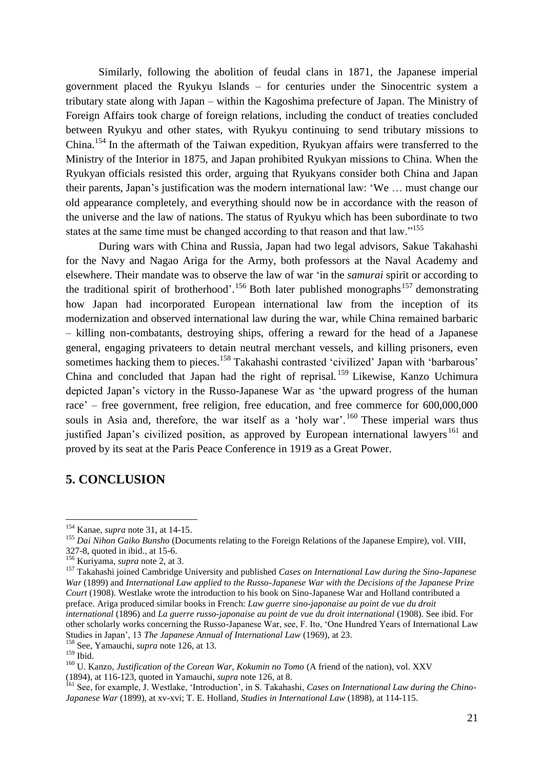Similarly, following the abolition of feudal clans in 1871, the Japanese imperial government placed the Ryukyu Islands – for centuries under the Sinocentric system a tributary state along with Japan – within the Kagoshima prefecture of Japan. The Ministry of Foreign Affairs took charge of foreign relations, including the conduct of treaties concluded between Ryukyu and other states, with Ryukyu continuing to send tributary missions to China.[154] In the aftermath of the Taiwan expedition, Ryukyan affairs were transferred to the Ministry of the Interior in 1875, and Japan prohibited Ryukyan missions to China. When the Ryukyan officials resisted this order, arguing that Ryukyans consider both China and Japan their parents, Japan's justification was the modern international law: 'We … must change our old appearance completely, and everything should now be in accordance with the reason of the universe and the law of nations. The status of Ryukyu which has been subordinate to two states at the same time must be changed according to that reason and that law."[155]

During wars with China and Russia, Japan had two legal advisors, Sakue Takahashi for the Navy and Nagao Ariga for the Army, both professors at the Naval Academy and elsewhere. Their mandate was to observe the law of war 'in the *samurai* spirit or according to the traditional spirit of brotherhood'.[156] Both later published monographs[157] demonstrating how Japan had incorporated European international law from the inception of its modernization and observed international law during the war, while China remained barbaric – killing non-combatants, destroying ships, offering a reward for the head of a Japanese general, engaging privateers to detain neutral merchant vessels, and killing prisoners, even sometimes hacking them to pieces.[158] Takahashi contrasted 'civilized' Japan with 'barbarous' China and concluded that Japan had the right of reprisal.[159] Likewise, Kanzo Uchimura depicted Japan's victory in the Russo-Japanese War as 'the upward progress of the human race' – free government, free religion, free education, and free commerce for 600,000,000 souls in Asia and, therefore, the war itself as a 'holy war'.[160] These imperial wars thus justified Japan's civilized position, as approved by European international lawyers[161] and proved by its seat at the Paris Peace Conference in 1919 as a Great Power.

## 5. CONCLUSION

---

[154] Kanae, *supra* note 31, at 14-15.

[155] *Dai Nihon Gaiko Bunsho* (Documents relating to the Foreign Relations of the Japanese Empire), vol. VIII, 327-8, quoted in ibid., at 15-6.

[156] Kuriyama, *supra* note 2, at 3.

[157] Takahashi joined Cambridge University and published *Cases on International Law during the Sino-Japanese War* (1899) and *International Law applied to the Russo-Japanese War with the Decisions of the Japanese Prize Court* (1908). Westlake wrote the introduction to his book on Sino-Japanese War and Holland contributed a preface. Ariga produced similar books in French: *Law guerre sino-japonaise au point de vue du droit international* (1896) and *La guerre russo-japonaise au point de vue du droit international* (1908). See ibid. For other scholarly works concerning the Russo-Japanese War, see, F. Ito, 'One Hundred Years of International Law Studies in Japan', 13 *The Japanese Annual of International Law* (1969), at 23.

[158] See, Yamauchi, *supra* note 126, at 13.

[159] Ibid.

[160] U. Kanzo, *Justification of the Corean War, Kokumin no Tomo* (A friend of the nation), vol. XXV (1894), at 116-123, quoted in Yamauchi, *supra* note 126, at 8.

[161] See, for example, J. Westlake, 'Introduction', in S. Takahashi, *Cases on International Law during the Chino-Japanese War* (1899), at xv-xvi; T. E. Holland, *Studies in International Law* (1898), at 114-115.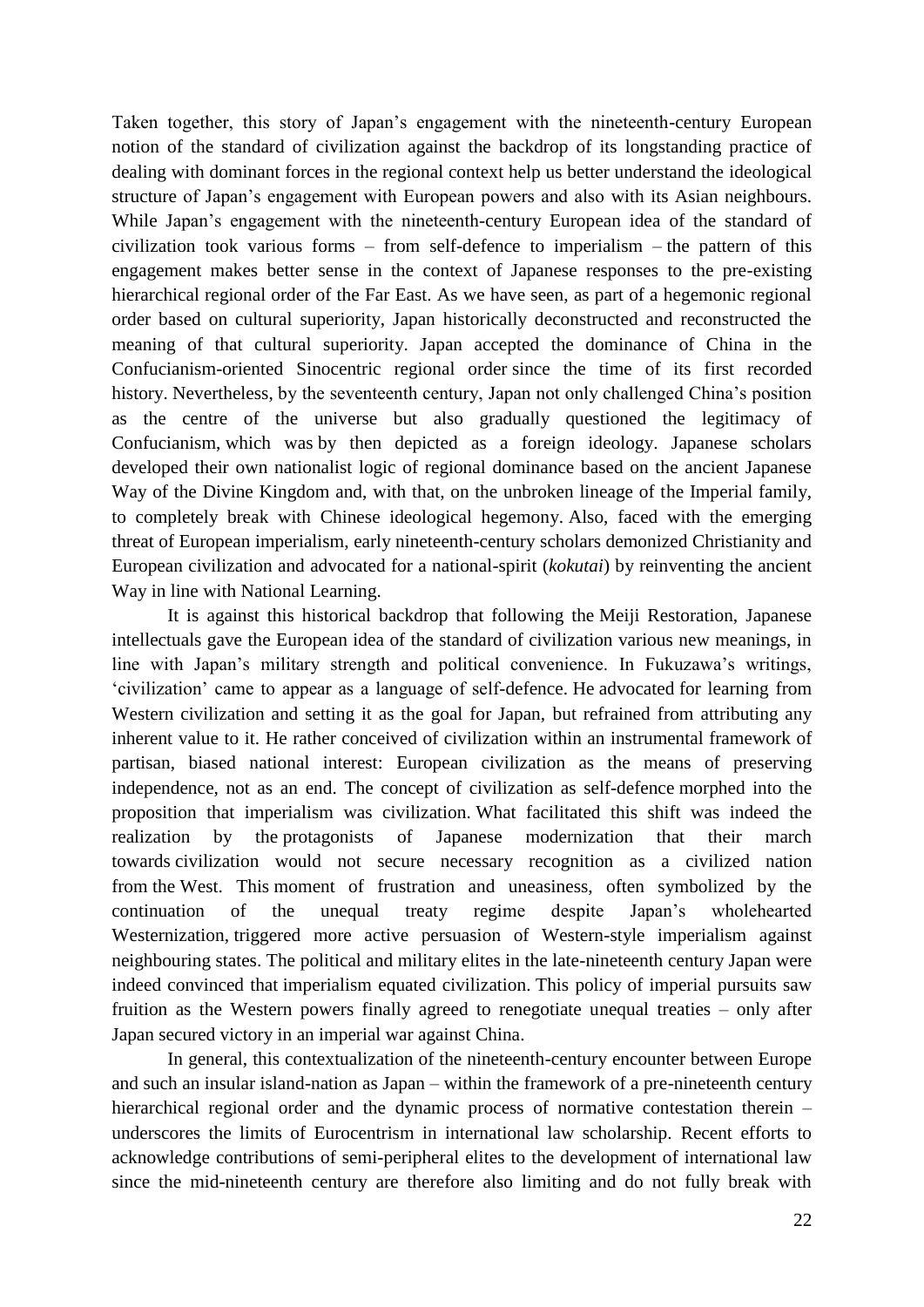Taken together, this story of Japan's engagement with the nineteenth-century European notion of the standard of civilization against the backdrop of its longstanding practice of dealing with dominant forces in the regional context help us better understand the ideological structure of Japan's engagement with European powers and also with its Asian neighbours. While Japan's engagement with the nineteenth-century European idea of the standard of civilization took various forms – from self-defence to imperialism – the pattern of this engagement makes better sense in the context of Japanese responses to the pre-existing hierarchical regional order of the Far East. As we have seen, as part of a hegemonic regional order based on cultural superiority, Japan historically deconstructed and reconstructed the meaning of that cultural superiority. Japan accepted the dominance of China in the Confucianism-oriented Sinocentric regional order since the time of its first recorded history. Nevertheless, by the seventeenth century, Japan not only challenged China's position as the centre of the universe but also gradually questioned the legitimacy of Confucianism, which was by then depicted as a foreign ideology. Japanese scholars developed their own nationalist logic of regional dominance based on the ancient Japanese Way of the Divine Kingdom and, with that, on the unbroken lineage of the Imperial family, to completely break with Chinese ideological hegemony. Also, faced with the emerging threat of European imperialism, early nineteenth-century scholars demonized Christianity and European civilization and advocated for a national-spirit (*kokutai*) by reinventing the ancient Way in line with National Learning.

It is against this historical backdrop that following the Meiji Restoration, Japanese intellectuals gave the European idea of the standard of civilization various new meanings, in line with Japan's military strength and political convenience. In Fukuzawa's writings, 'civilization' came to appear as a language of self-defence. He advocated for learning from Western civilization and setting it as the goal for Japan, but refrained from attributing any inherent value to it. He rather conceived of civilization within an instrumental framework of partisan, biased national interest: European civilization as the means of preserving independence, not as an end. The concept of civilization as self-defence morphed into the proposition that imperialism was civilization. What facilitated this shift was indeed the realization by the protagonists of Japanese modernization that their march towards civilization would not secure necessary recognition as a civilized nation from the West. This moment of frustration and uneasiness, often symbolized by the continuation of the unequal treaty regime despite Japan's wholehearted Westernization, triggered more active persuasion of Western-style imperialism against neighbouring states. The political and military elites in the late-nineteenth century Japan were indeed convinced that imperialism equated civilization. This policy of imperial pursuits saw fruition as the Western powers finally agreed to renegotiate unequal treaties – only after Japan secured victory in an imperial war against China.

In general, this contextualization of the nineteenth-century encounter between Europe and such an insular island-nation as Japan – within the framework of a pre-nineteenth century hierarchical regional order and the dynamic process of normative contestation therein – underscores the limits of Eurocentrism in international law scholarship. Recent efforts to acknowledge contributions of semi-peripheral elites to the development of international law since the mid-nineteenth century are therefore also limiting and do not fully break with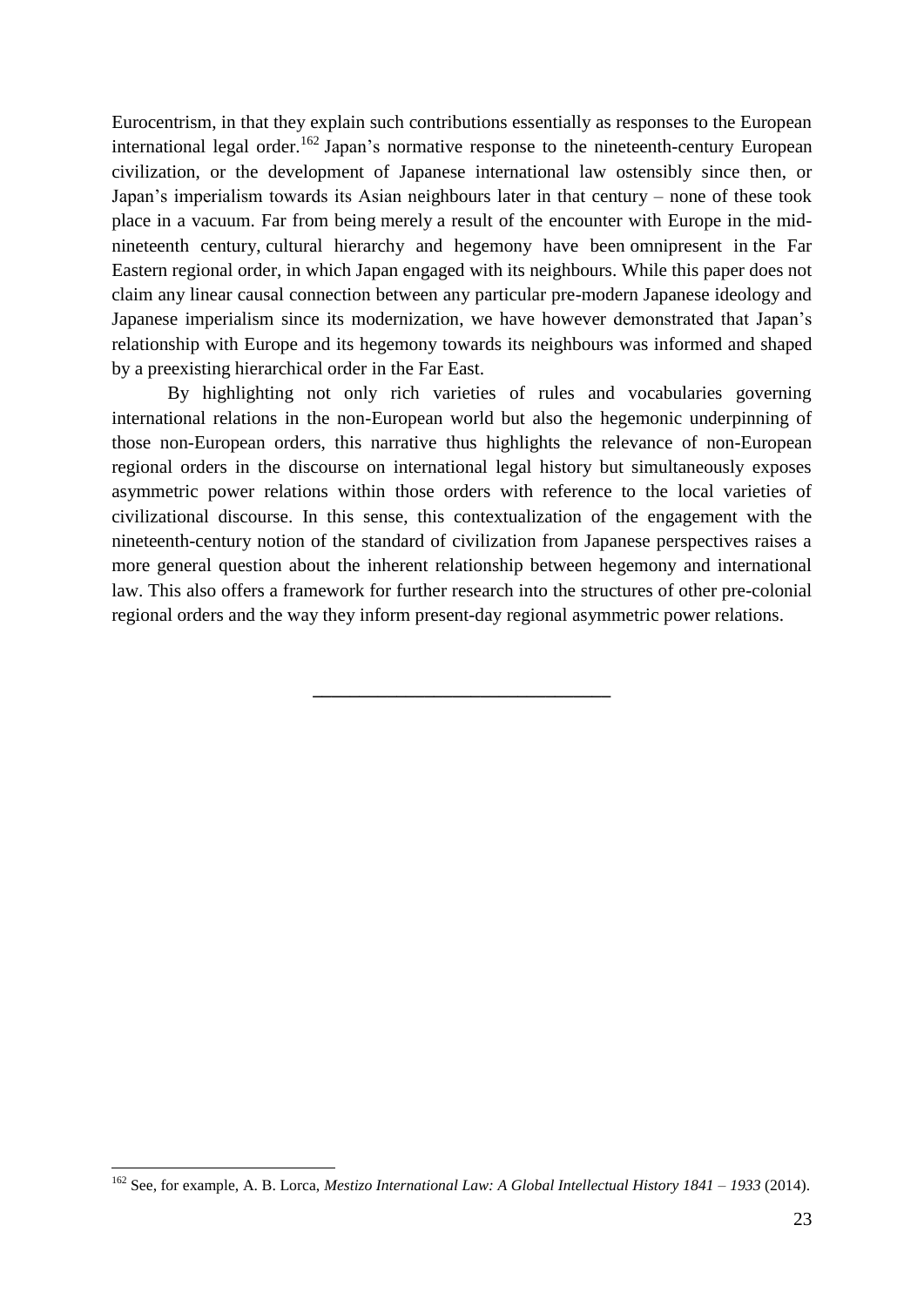Eurocentrism, in that they explain such contributions essentially as responses to the European international legal order.[162] Japan's normative response to the nineteenth-century European civilization, or the development of Japanese international law ostensibly since then, or Japan's imperialism towards its Asian neighbours later in that century – none of these took place in a vacuum. Far from being merely a result of the encounter with Europe in the mid-nineteenth century, cultural hierarchy and hegemony have been omnipresent in the Far Eastern regional order, in which Japan engaged with its neighbours. While this paper does not claim any linear causal connection between any particular pre-modern Japanese ideology and Japanese imperialism since its modernization, we have however demonstrated that Japan's relationship with Europe and its hegemony towards its neighbours was informed and shaped by a preexisting hierarchical order in the Far East.

By highlighting not only rich varieties of rules and vocabularies governing international relations in the non-European world but also the hegemonic underpinning of those non-European orders, this narrative thus highlights the relevance of non-European regional orders in the discourse on international legal history but simultaneously exposes asymmetric power relations within those orders with reference to the local varieties of civilizational discourse. In this sense, this contextualization of the engagement with the nineteenth-century notion of the standard of civilization from Japanese perspectives raises a more general question about the inherent relationship between hegemony and international law. This also offers a framework for further research into the structures of other pre-colonial regional orders and the way they inform present-day regional asymmetric power relations.

---

[162] See, for example, A. B. Lorca, *Mestizo International Law: A Global Intellectual History 1841 – 1933* (2014).